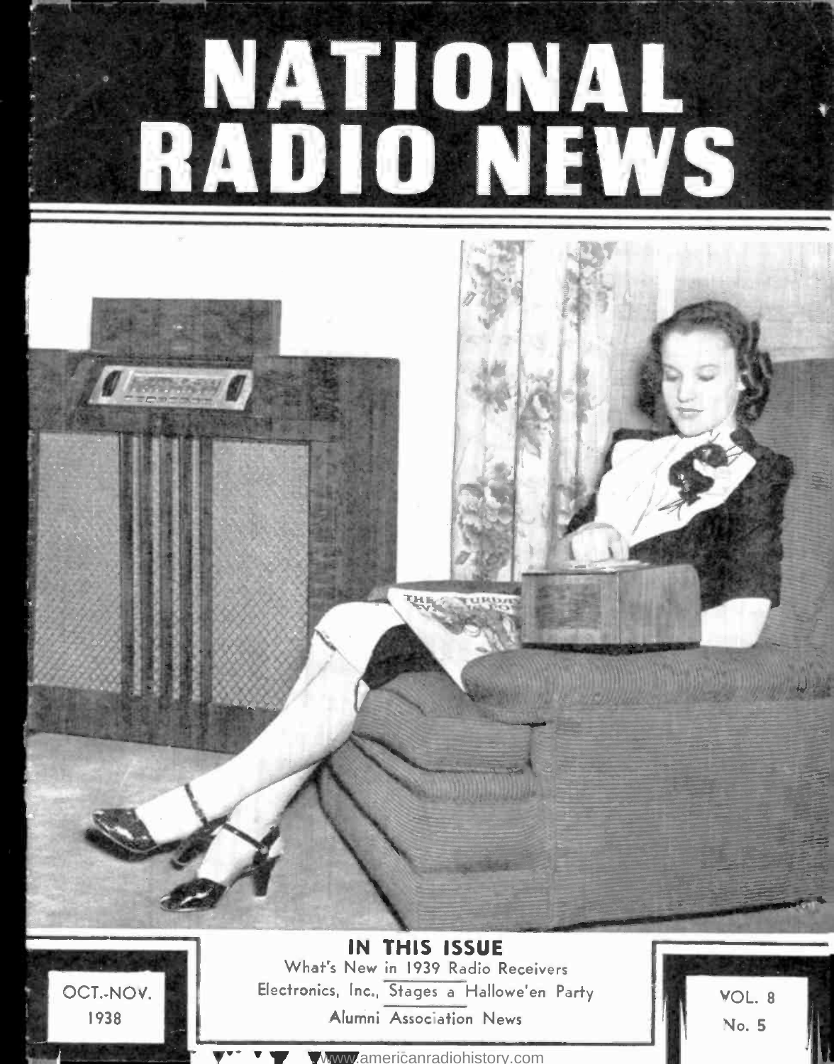# NATIONAL RADIO NEWS

## IN THIS ISSUE

What's New in 1939 Radio Receivers

Electronics, Inc., Stages a Hallowe'en Party

Alumni Association News

OCT.-NOV.
1938

VOL. 8
No. 5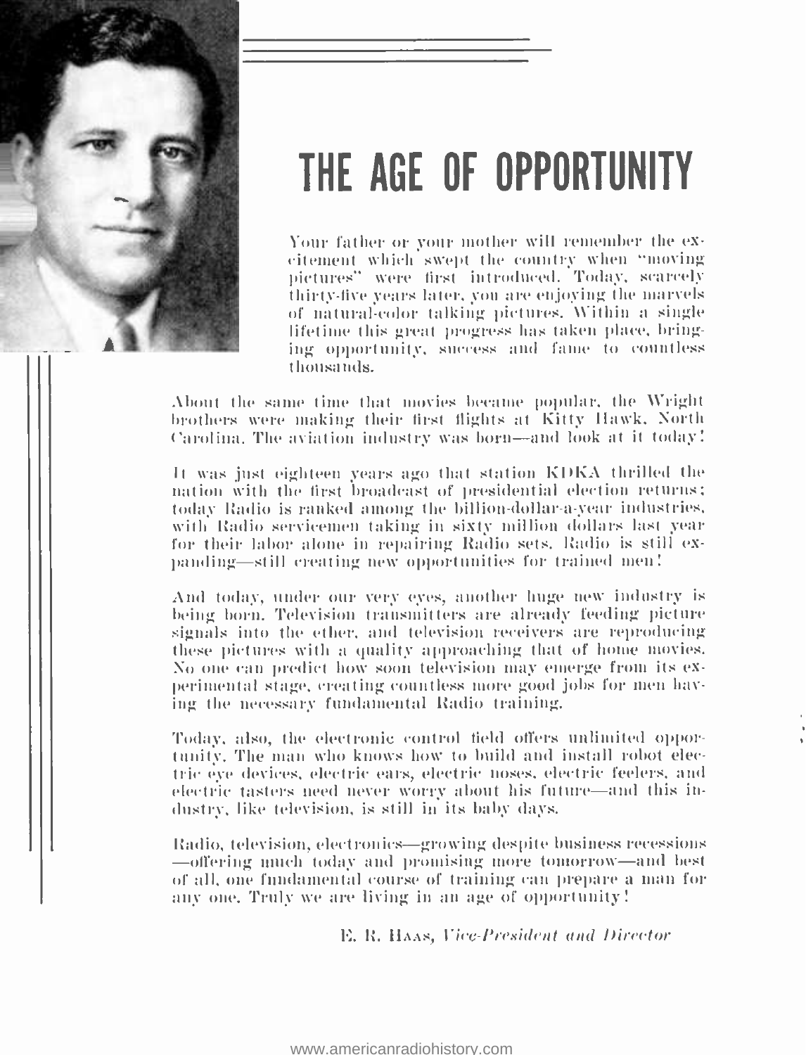# THE AGE OF OPPORTUNITY

Your father or your mother will remember the excitement which swept the country when "moving pictures" were first introduced. Today, scarcely thirty-five years later, you are enjoying the marvels of natural-color talking pictures. Within a single lifetime this great progress has taken place, bringing opportunity, success and fame to countless thousands.

About the same time that movies became popular, the Wright brothers were making their first flights at Kitty Hawk, North Carolina. The aviation industry was born—and look at it today!

It was just eighteen years ago that station KDKA thrilled the nation with the first broadcast of presidential election returns; today Radio is ranked among the billion-dollar-a-year industries, with Radio servicemen taking in sixty million dollars last year for their labor alone in repairing Radio sets. Radio is still expanding—still creating new opportunities for trained men!

And today, under our very eyes, another huge new industry is being born. Television transmitters are already feeding picture signals into the ether, and television receivers are reproducing these pictures with a quality approaching that of home movies. No one can predict how soon television may emerge from its experimental stage, creating countless more good jobs for men having the necessary fundamental Radio training.

Today, also, the electronic control field offers unlimited opportunity. The man who knows how to build and install robot electric eye devices, electric ears, electric noses, electric feelers, and electric tasters need never worry about his future—and this industry, like television, is still in its baby days.

Radio, television, electronics—growing despite business recessions—offering much today and promising more tomorrow—and best of all, one fundamental course of training can prepare a man for any one. Truly we are living in an age of opportunity!

E. R. Haas, *Vice-President and Director*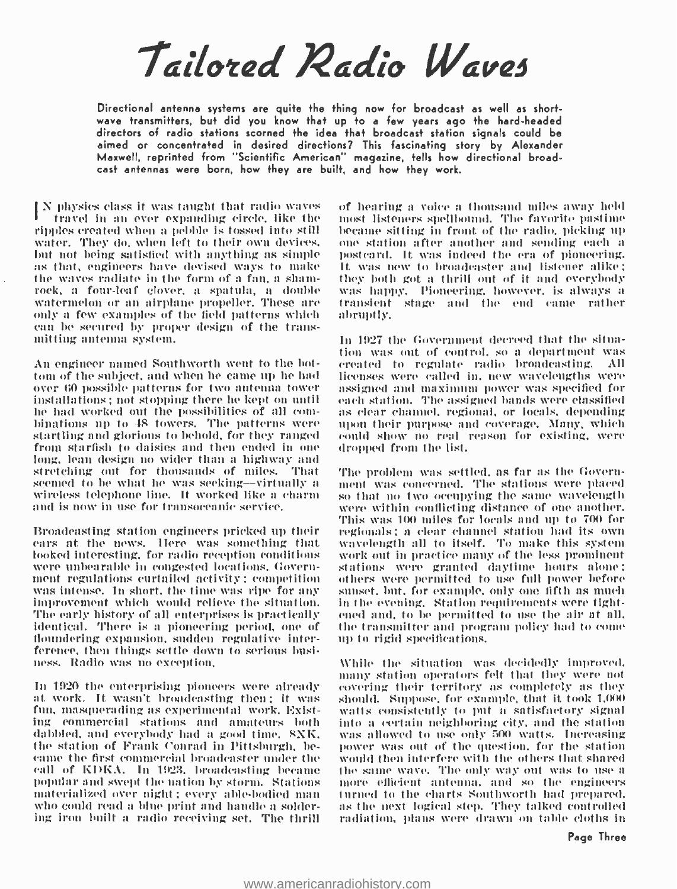# Tailored Radio Waves

**Directional antenna systems are quite the thing now for broadcast as well as short-wave transmitters, but did you know that up to a few years ago the hard-headed directors of radio stations scorned the idea that broadcast station signals could be aimed or concentrated in desired directions? This fascinating story by Alexander Maxwell, reprinted from "Scientific American" magazine, tells how directional broadcast antennas were born, how they are built, and how they work.**

In physics class it was taught that radio waves travel in an ever expanding circle, like the ripples created when a pebble is tossed into still water. They do, when left to their own devices, but not being satisfied with anything as simple as that, engineers have devised ways to make the waves radiate in the form of a fan, a shamrock, a four-leaf clover, a spatula, a double watermelon or an airplane propeller. These are only a few examples of the field patterns which can be secured by proper design of the transmitting antenna system.

An engineer named Southworth went to the bottom of the subject, and when he came up he had over 60 possible patterns for two antenna tower installations; not stopping there he kept on until he had worked out the possibilities of all combinations up to 48 towers. The patterns were startling and glorious to behold, for they ranged from starfish to daisies and then ended in one long, lean design no wider than a highway and stretching out for thousands of miles. That seemed to be what he was seeking—virtually a wireless telephone line. It worked like a charm and is now in use for transoceanic service.

Broadcasting station engineers pricked up their ears at the news. Here was something that looked interesting, for radio reception conditions were unbearable in congested locations. Government regulations curtailed activity; competition was intense. In short, the time was ripe for any improvement which would relieve the situation. The early history of all enterprises is practically identical. There is a pioneering period, one of floundering expansion, sudden regulative interference, then things settle down to serious business. Radio was no exception.

In 1920 the enterprising pioneers were already at work. It wasn't broadcasting then; it was fun, masquerading as experimental work. Existing commercial stations and amateurs both dabbled, and everybody had a good time. 8XK, the station of Frank Conrad in Pittsburgh, became the first commercial broadcaster under the call of KDKA. In 1923, broadcasting became popular and swept the nation by storm. Stations materialized over night; every able-bodied man who could read a blue print and handle a soldering iron built a radio receiving set. The thrill of hearing a voice a thousand miles away held most listeners spellbound. The favorite pastime became sitting in front of the radio, picking up one station after another and sending each a postcard. It was indeed the era of pioneering. It was new to broadcaster and listener alike; they both got a thrill out of it and everybody was happy. Pioneering, however, is always a transient stage and the end came rather abruptly.

In 1927 the Government decreed that the situation was out of control, so a department was created to regulate radio broadcasting. All licenses were called in, new wavelengths were assigned and maximum power was specified for each station. The assigned bands were classified as clear channel, regional, or locals, depending upon their purpose and coverage. Many, which could show no real reason for existing, were dropped from the list.

The problem was settled, as far as the Government was concerned. The stations were placed so that no two occupying the same wavelength were within conflicting distance of one another. This was 100 miles for locals and up to 700 for regionals; a clear channel station had its own wavelength all to itself. To make this system work out in practice many of the less prominent stations were granted daytime hours alone; others were permitted to use full power before sunset, but, for example, only one fifth as much in the evening. Station requirements were tightened and, to be permitted to use the air at all, the transmitter and program policy had to come up to rigid specifications.

While the situation was decidedly improved, many station operators felt that they were not covering their territory as completely as they should. Suppose, for example, that it took 1,000 watts consistently to put a satisfactory signal into a certain neighboring city, and the station was allowed to use only 500 watts. Increasing power was out of the question, for the station would then interfere with the others that shared the same wave. The only way out was to use a more efficient antenna, and so the engineers turned to the charts Southworth had prepared, as the next logical step. They talked controlled radiation, plans were drawn on table cloths in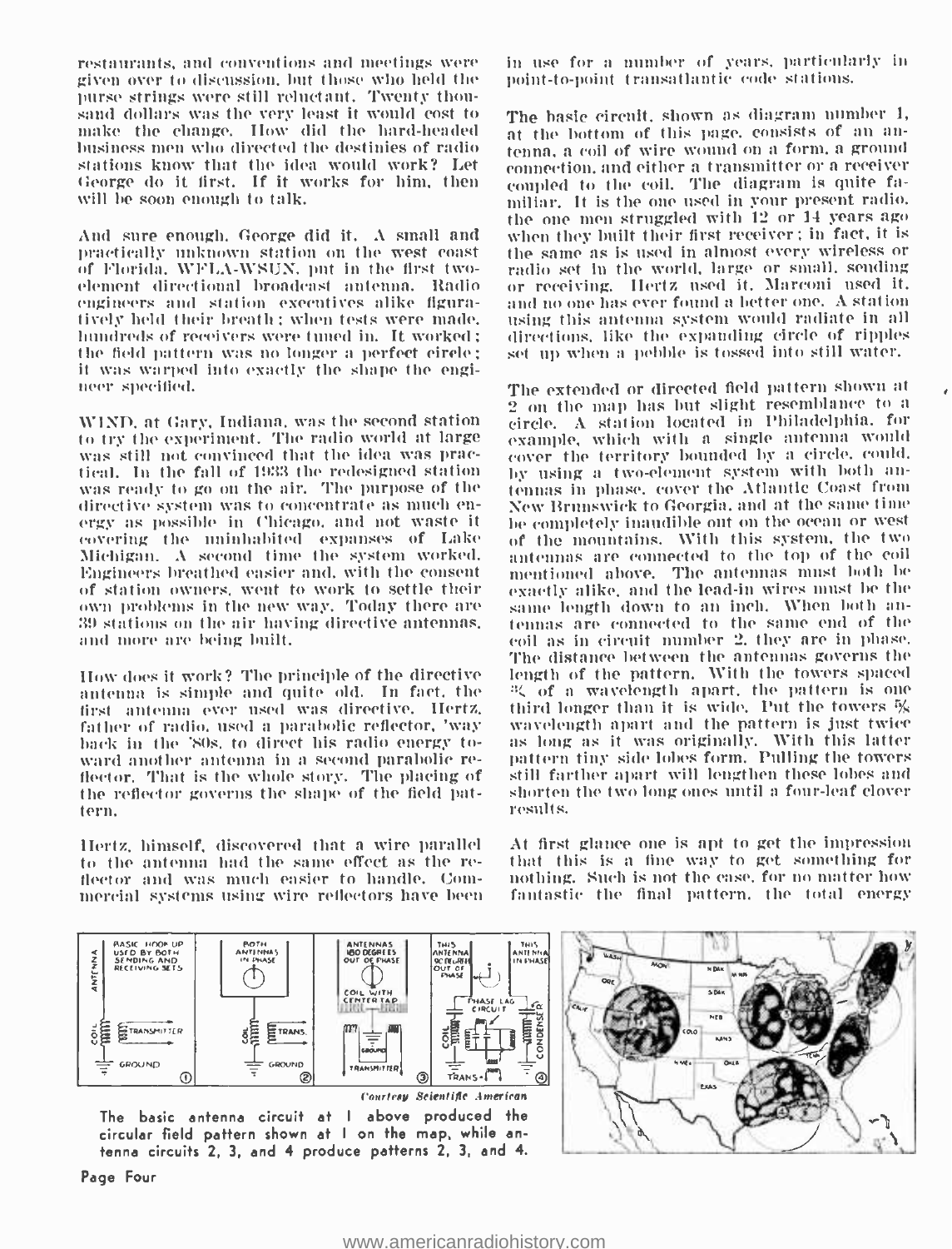restaurants, and conventions and meetings were given over to discussion, but those who held the purse strings were still reluctant. Twenty thousand dollars was the very least it would cost to make the change. How did the hard-headed business men who directed the destinies of radio stations know that the idea would work? Let George do it first. If it works for him, then will be soon enough to talk.

And sure enough, George did it. A small and practically unknown station on the west coast of Florida, WFLA-WSUN, put in the first two-element directional broadcast antenna. Radio engineers and station executives alike figuratively held their breath; when tests were made, hundreds of receivers were tuned in. It worked; the field pattern was no longer a perfect circle; it was warped into exactly the shape the engineer specified.

WIND, at Gary, Indiana, was the second station to try the experiment. The radio world at large was still not convinced that the idea was practical. In the fall of 1933 the redesigned station was ready to go on the air. The purpose of the directive system was to concentrate as much energy as possible in Chicago, and not waste it covering the uninhabited expanses of Lake Michigan. A second time the system worked. Engineers breathed easier and, with the consent of station owners, went to work to settle their own problems in the new way. Today there are 39 stations on the air having directive antennas, and more are being built.

How does it work? The principle of the directive antenna is simple and quite old. In fact, the first antenna ever used was directive. Hertz, father of radio, used a parabolic reflector, 'way back in the '80s, to direct his radio energy toward another antenna in a second parabolic reflector. That is the whole story. The placing of the reflector governs the shape of the field pattern.

Hertz, himself, discovered that a wire parallel to the antenna had the same effect as the reflector and was much easier to handle. Commercial systems using wire reflectors have been in use for a number of years, particularly in point-to-point transatlantic code stations.

The basic circuit, shown as diagram number 1, at the bottom of this page, consists of an antenna, a coil of wire wound on a form, a ground connection, and either a transmitter or a receiver coupled to the coil. The diagram is quite familiar. It is the one used in your present radio, the one men struggled with 12 or 14 years ago when they built their first receiver; in fact, it is the same as is used in almost every wireless or radio set in the world, large or small, sending or receiving. Hertz used it. Marconi used it, and no one has ever found a better one. A station using this antenna system would radiate in all directions, like the expanding circle of ripples set up when a pebble is tossed into still water.

The extended or directed field pattern shown at 2 on the map has but slight resemblance to a circle. A station located in Philadelphia, for example, which with a single antenna would cover the territory bounded by a circle, could, by using a two-element system with both antennas in phase, cover the Atlantic Coast from New Brunswick to Georgia, and at the same time be completely inaudible out on the ocean or west of the mountains. With this system, the two antennas are connected to the top of the coil mentioned above. The antennas must both be exactly alike, and the lead-in wires must be the same length down to an inch. When both antennas are connected to the same end of the coil as in circuit number 2, they are in phase. The distance between the antennas governs the length of the pattern. With the towers spaced ¾ of a wavelength apart, the pattern is one third longer than it is wide. Put the towers ⅝ wavelength apart and the pattern is just twice as long as it was originally. With this latter pattern tiny side lobes form. Pulling the towers still farther apart will lengthen these lobes and shorten the two long ones until a four-leaf clover results.

At first glance one is apt to get the impression that this is a fine way to get something for nothing. Such is not the case, for no matter how fantastic the final pattern, the total energy

*Courtesy Scientific American*

The basic antenna circuit at 1 above produced the circular field pattern shown at 1 on the map, while antenna circuits 2, 3, and 4 produce patterns 2, 3, and 4.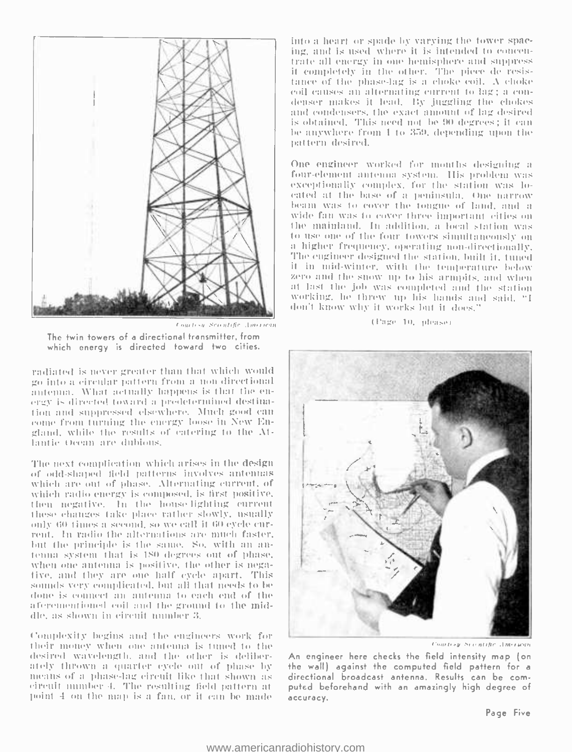Courtesy Scientific American

The twin towers of a directional transmitter, from which energy is directed toward two cities.

radiated is never greater than that which would go into a circular pattern from a non-directional antenna. What actually happens is that the energy is directed toward a predetermined destination and suppressed elsewhere. Much good can come from turning the energy loose in New England, while the results of catering to the Atlantic Ocean are dubious.

The next complication which arises in the design of odd-shaped field patterns involves antennas which are out of phase. Alternating current, of which radio energy is composed, is first positive, then negative. In the house-lighting current these changes take place rather slowly, usually only 60 times a second, so we call it 60 cycle current. In radio the alternations are much faster, but the principle is the same. So, with an antenna system that is 180 degrees out of phase, when one antenna is positive, the other is negative, and they are one half cycle apart. This sounds very complicated, but all that needs to be done is connect an antenna to each end of the aforementioned coil and the ground to the middle, as shown in circuit number 3.

Complexity begins and the engineers work for their money when one antenna is tuned to the desired wavelength, and the other is deliberately thrown a quarter cycle out of phase by means of a phase-lag circuit like that shown as circuit number 4. The resulting field pattern at point 4 on the map is a fan, or it can be made into a heart or spade by varying the tower spacing, and is used where it is intended to concentrate all energy in one hemisphere and suppress it completely in the other. The piece de resistance of the phase-lag is a choke coil. A choke coil causes an alternating current to lag; a condenser makes it lead. By juggling the chokes and condensers, the exact amount of lag desired is obtained. This need not be 90 degrees; it can be anywhere from 1 to 359, depending upon the pattern desired.

One engineer worked for months designing a four-element antenna system. His problem was exceptionally complex, for the station was located at the base of a peninsula. One narrow beam was to cover the tongue of land, and a wide fan was to cover three important cities on the mainland. In addition, a local station was to use one of the four towers simultaneously on a higher frequency, operating non-directionally. The engineer designed the station, built it, tuned it in mid-winter, with the temperature below zero and the snow up to his armpits, and when at last the job was completed and the station working, he threw up his hands and said, "I don't know why it works but it does."

(Page 10, please)

Courtesy Scientific American

An engineer here checks the field intensity map (on the wall) against the computed field pattern for a directional broadcast antenna. Results can be computed beforehand with an amazingly high degree of accuracy.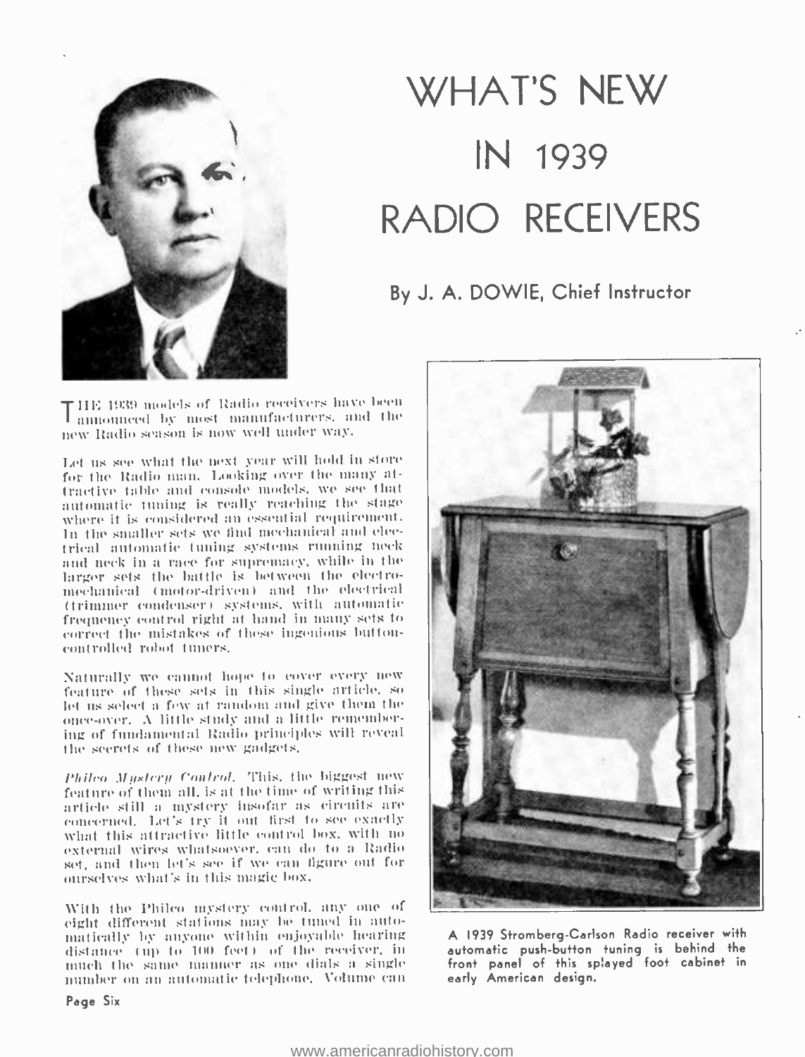# WHAT'S NEW IN 1939 RADIO RECEIVERS

**By J. A. DOWIE, Chief Instructor**

THE 1939 models of Radio receivers have been announced by most manufacturers, and the new Radio season is now well under way.

Let us see what the next year will hold in store for the Radio man. Looking over the many attractive table and console models, we see that automatic tuning is really reaching the stage where it is considered an essential requirement. In the smaller sets we find mechanical and electrical automatic tuning systems running neck and neck in a race for supremacy, while in the larger sets the battle is between the electromechanical (motor-driven) and the electrical (trimmer condenser) systems, with automatic frequency control right at hand in many sets to correct the mistakes of these ingenious button-controlled robot tuners.

Naturally we cannot hope to cover every new feature of these sets in this single article, so let us select a few at random and give them the once-over. A little study and a little remembering of fundamental Radio principles will reveal the secrets of these new gadgets.

*Philco Mystery Control.* This, the biggest new feature of them all, is at the time of writing this article still a mystery insofar as circuits are concerned. Let's try it out first to see exactly what this attractive little control box, with no external wires whatsoever, can do to a Radio set, and then let's see if we can figure out for ourselves what's in this magic box.

With the Philco mystery control, any one of eight different stations may be tuned in automatically by anyone within enjoyable hearing distance (up to 100 feet) of the receiver, in much the same manner as one dials a single number on an automatic telephone. Volume can

A 1939 Stromberg-Carlson Radio receiver with automatic push-button tuning is behind the front panel of this splayed foot cabinet in early American design.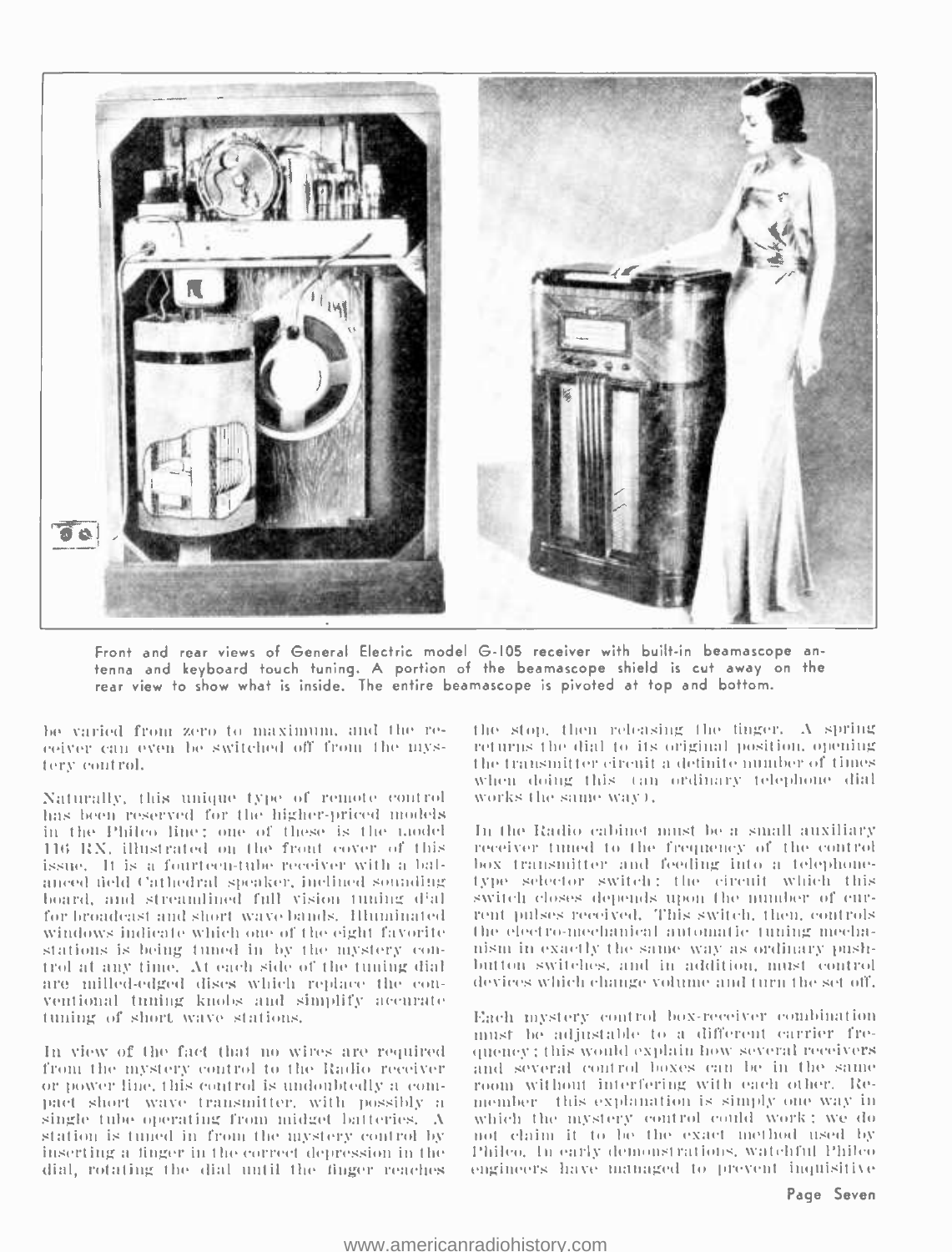Front and rear views of General Electric model G-105 receiver with built-in beamascope antenna and keyboard touch tuning. A portion of the beamascope shield is cut away on the rear view to show what is inside. The entire beamascope is pivoted at top and bottom.

be varied from zero to maximum, and the receiver can even be switched off from the mystery control.

Naturally, this unique type of remote control has been reserved for the higher-priced models in the Philco line; one of these is the model 116 RX, illustrated on the front cover of this issue. It is a fourteen-tube receiver with a balanced field Cathedral speaker, inclined sounding board, and streamlined full vision tuning dial for broadcast and short wave bands. Illuminated windows indicate which one of the eight favorite stations is being tuned in by the mystery control at any time. At each side of the tuning dial are milled-edged discs which replace the conventional tuning knobs and simplify accurate tuning of short wave stations.

In view of the fact that no wires are required from the mystery control to the Radio receiver or power line, this control is undoubtedly a compact short wave transmitter, with possibly a single tube operating from midget batteries. A station is tuned in from the mystery control by inserting a finger in the correct depression in the dial, rotating the dial until the finger reaches the stop, then releasing the finger. A spring returns the dial to its original position, opening the transmitter circuit a definite number of times when doing this (an ordinary telephone dial works the same way).

In the Radio cabinet must be a small auxiliary receiver tuned to the frequency of the control box transmitter and feeding into a telephone-type selector switch; the circuit which this switch closes depends upon the number of current pulses received. This switch, then, controls the electro-mechanical automatic tuning mechanism in exactly the same way as ordinary push-button switches, and in addition, must control devices which change volume and turn the set off.

Each mystery control box-receiver combination must be adjustable to a different carrier frequency; this would explain how several receivers and several control boxes can be in the same room without interfering with each other. Remember this explanation is simply one way in which the mystery control could work; we do not claim it to be the exact method used by Philco. In early demonstrations, watchful Philco engineers have managed to prevent inquisitive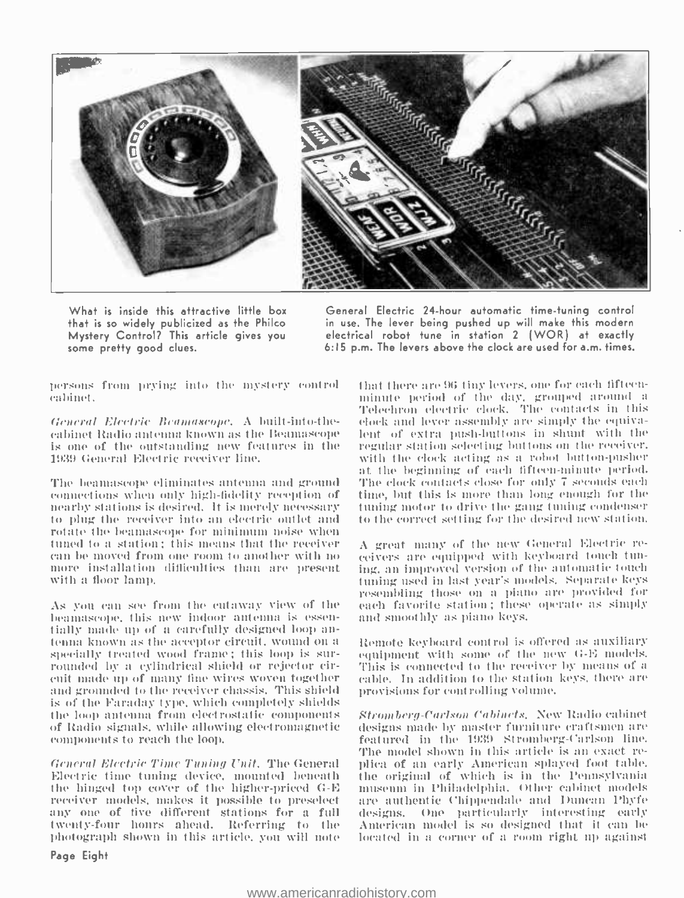What is inside this attractive little box that is so widely publicized as the Philco Mystery Control? This article gives you some pretty good clues.

General Electric 24-hour automatic time-tuning control in use. The lever being pushed up will make this modern electrical robot tune in station 2 (WOR) at exactly 6:15 p.m. The levers above the clock are used for a.m. times.

persons from prying into the mystery control cabinet.

*General Electric Beamascope.* A built-into-the-cabinet Radio antenna known as the Beamascope is one of the outstanding new features in the 1939 General Electric receiver line.

The beamascope eliminates antenna and ground connections when only high-fidelity reception of nearby stations is desired. It is merely necessary to plug the receiver into an electric outlet and rotate the beamascope for minimum noise when tuned to a station; this means that the receiver can be moved from one room to another with no more installation difficulties than are present with a floor lamp.

As you can see from the cutaway view of the beamascope, this new indoor antenna is essentially made up of a carefully designed loop antenna known as the acceptor circuit, wound on a specially treated wood frame; this loop is surrounded by a cylindrical shield or rejector circuit made up of many fine wires woven together and grounded to the receiver chassis. This shield is of the Faraday type, which completely shields the loop antenna from electrostatic components of Radio signals, while allowing electromagnetic components to reach the loop.

*General Electric Time Tuning Unit.* The General Electric time tuning device, mounted beneath the hinged top cover of the higher-priced G-E receiver models, makes it possible to preselect any one of five different stations for a full twenty-four hours ahead. Referring to the photograph shown in this article, you will note that there are 96 tiny levers, one for each fifteen-minute period of the day, grouped around a Telechron electric clock. The contacts in this clock and lever assembly are simply the equivalent of extra push-buttons in shunt with the regular station selecting buttons on the receiver, with the clock acting as a robot button-pusher at the beginning of each fifteen-minute period. The clock contacts close for only 7 seconds each time, but this is more than long enough for the tuning motor to drive the gang tuning condenser to the correct setting for the desired new station.

A great many of the new General Electric receivers are equipped with keyboard touch tuning, an improved version of the automatic touch tuning used in last year's models. Separate keys resembling those on a piano are provided for each favorite station; these operate as simply and smoothly as piano keys.

Remote keyboard control is offered as auxiliary equipment with some of the new G-E models. This is connected to the receiver by means of a cable. In addition to the station keys, there are provisions for controlling volume.

*Stromberg-Carlson Cabinets.* New Radio cabinet designs made by master furniture craftsmen are featured in the 1939 Stromberg-Carlson line. The model shown in this article is an exact replica of an early American splayed foot table, the original of which is in the Pennsylvania museum in Philadelphia. Other cabinet models are authentic Chippendale and Duncan Phyfe designs. One particularly interesting early American model is so designed that it can be located in a corner of a room right up against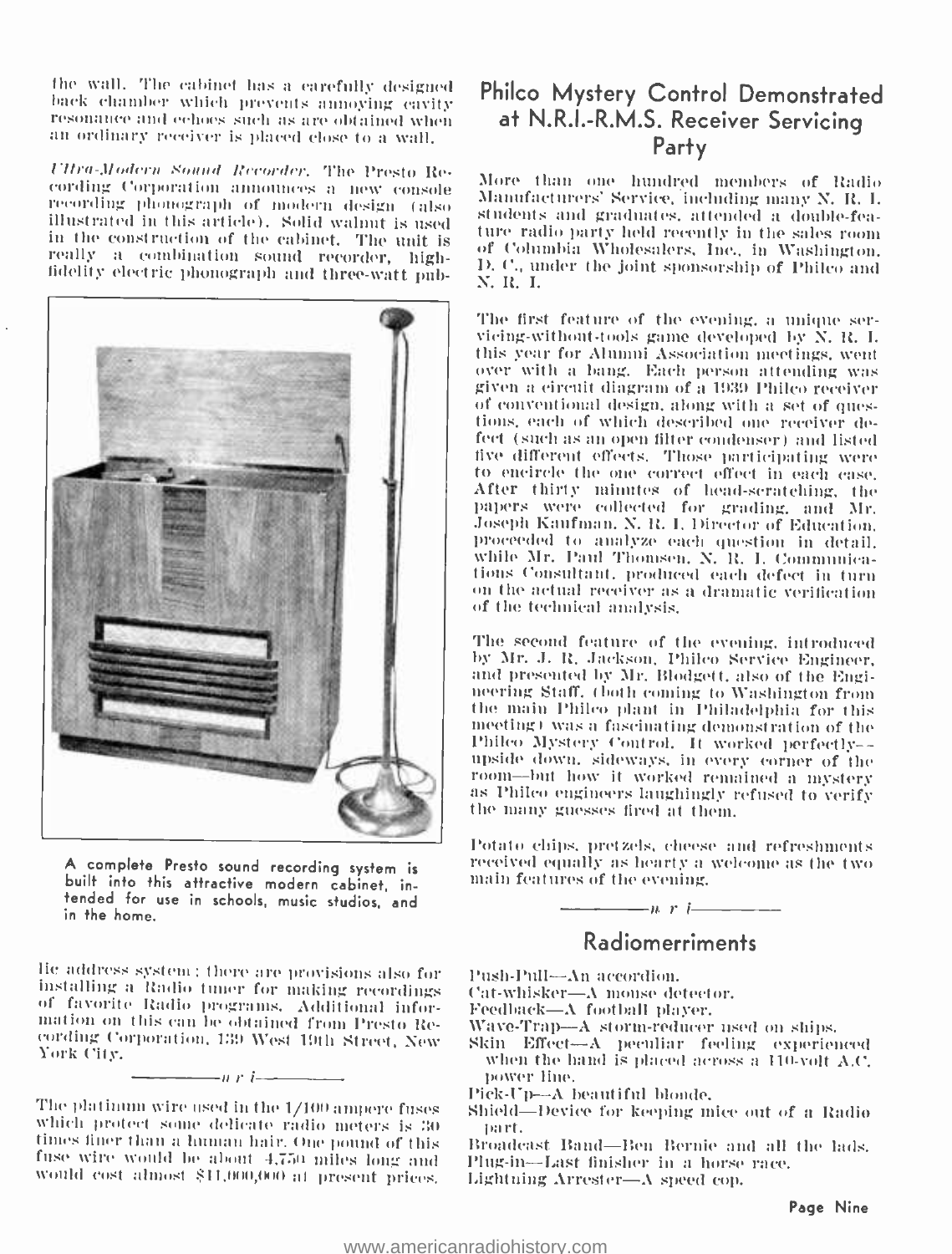the wall. The cabinet has a carefully designed back chamber which prevents annoying cavity resonance and echoes such as are obtained when an ordinary receiver is placed close to a wall.

*Ultra-Modern Sound Recorder.* The Presto Recording Corporation announces a new console recording phonograph of modern design (also illustrated in this article). Solid walnut is used in the construction of the cabinet. The unit is really a combination sound recorder, high-fidelity electric phonograph and three-watt public address system; there are provisions also for installing a Radio tuner for making recordings of favorite Radio programs. Additional information on this can be obtained from Presto Recording Corporation, 139 West 19th Street, New York City.

A complete Presto sound recording system is built into this attractive modern cabinet, intended for use in schools, music studios, and in the home.

———n r i———

The platinum wire used in the 1/100 ampere fuses which protect some delicate radio meters is 30 times finer than a human hair. One pound of this fuse wire would be about 4,750 miles long and would cost almost $11,000,000 at present prices.

## Philco Mystery Control Demonstrated at N.R.I.-R.M.S. Receiver Servicing Party

More than one hundred members of Radio Manufacturers' Service, including many N. R. I. students and graduates, attended a double-feature radio party held recently in the sales room of Columbia Wholesalers, Inc., in Washington, D. C., under the joint sponsorship of Philco and N. R. I.

The first feature of the evening, a unique servicing-without-tools game developed by N. R. I. this year for Alumni Association meetings, went over with a bang. Each person attending was given a circuit diagram of a 1939 Philco receiver of conventional design, along with a set of questions, each of which described one receiver defect (such as an open filter condenser) and listed five different effects. Those participating were to encircle the one correct effect in each case. After thirty minutes of head-scratching, the papers were collected for grading, and Mr. Joseph Kaufman, N. R. I. Director of Education, proceeded to analyze each question in detail, while Mr. Paul Thomsen, N. R. I. Communications Consultant, produced each defect in turn on the actual receiver as a dramatic verification of the technical analysis.

The second feature of the evening, introduced by Mr. J. R. Jackson, Philco Service Engineer, and presented by Mr. Blodgett, also of the Engineering Staff, (both coming to Washington from the main Philco plant in Philadelphia for this meeting) was a fascinating demonstration of the Philco Mystery Control. It worked perfectly—upside down, sideways, in every corner of the room—but how it worked remained a mystery as Philco engineers laughingly refused to verify the many guesses fired at them.

Potato chips, pretzels, cheese and refreshments received equally as hearty a welcome as the two main features of the evening.

———n r i———

## Radiomerriments

Push-Pull—An accordion.
Cat-whisker—A mouse detector.
Feedback—A football player.
Wave-Trap—A storm-reducer used on ships.
Skin Effect—A peculiar feeling experienced when the hand is placed across a 110-volt A.C. power line.
Pick-Up—A beautiful blonde.
Shield—Device for keeping mice out of a Radio part.
Broadcast Band—Ben Bernie and all the lads.
Plug-in—Last finisher in a horse race.
Lightning Arrester—A speed cop.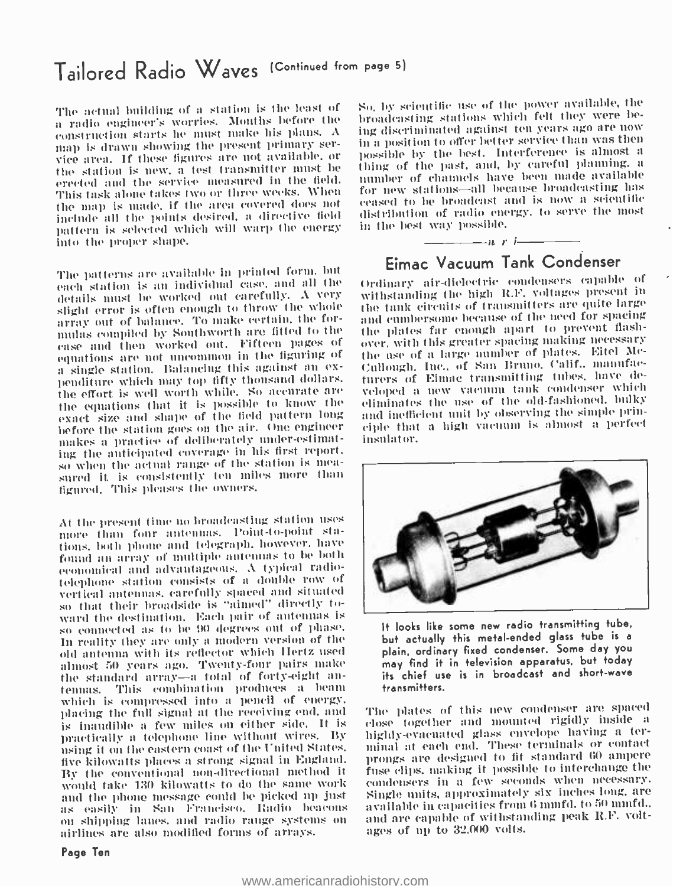# Tailored Radio Waves (Continued from page 5)

The actual building of a station is the least of a radio engineer's worries. Months before the construction starts he must make his plans. A map is drawn showing the present primary service area. If these figures are not available, or the station is new, a test transmitter must be erected and the service measured in the field. This task alone takes two or three weeks. When the map is made, if the area covered does not include all the points desired, a directive field pattern is selected which will warp the energy into the proper shape.

The patterns are available in printed form, but each station is an individual case, and all the details must be worked out carefully. A very slight error is often enough to throw the whole array out of balance. To make certain, the formulas compiled by Southworth are fitted to the case and then worked out. Fifteen pages of equations are not uncommon in the figuring of a single station. Balancing this against an expenditure which may top fifty thousand dollars, the effort is well worth while. So accurate are the equations that it is possible to know the exact size and shape of the field pattern long before the station goes on the air. One engineer makes a practice of deliberately under-estimating the anticipated coverage in his first report, so when the actual range of the station is measured it is consistently ten miles more than figured. This pleases the owners.

At the present time no broadcasting station uses more than four antennas. Point-to-point stations, both phone and telegraph, however, have found an array of multiple antennas to be both economical and advantageous. A typical radiotelephone station consists of a double row of vertical antennas, carefully spaced and situated so that their broadside is "aimed" directly toward the destination. Each pair of antennas is so connected as to be 90 degrees out of phase. In reality they are only a modern version of the old antenna with its reflector which Hertz used almost 50 years ago. Twenty-four pairs make the standard array—a total of forty-eight antennas. This combination produces a beam which is compressed into a pencil of energy, placing the full signal at the receiving end, and is inaudible a few miles on either side. It is practically a telephone line without wires. By using it on the eastern coast of the United States, five kilowatts places a strong signal in England. By the conventional non-directional method it would take 130 kilowatts to do the same work and the phone message could be picked up just as easily in San Francisco. Radio beacons on shipping lanes, and radio range systems on airlines are also modified forms of arrays.

So, by scientific use of the power available, the broadcasting stations which felt they were being discriminated against ten years ago are now in a position to offer better service than was then possible by the best. Interference is almost a thing of the past, and, by careful planning, a number of channels have been made available for new stations—all because broadcasting has ceased to be broadcast and is now a scientific distribution of radio energy, to serve the most in the best way possible.

—n r i—

## Eimac Vacuum Tank Condenser

Ordinary air-dielectric condensers capable of withstanding the high R.F. voltages present in the tank circuits of transmitters are quite large and cumbersome because of the need for spacing the plates far enough apart to prevent flashover, with this greater spacing making necessary the use of a large number of plates. Eitel McCullough, Inc., of San Bruno, Calif., manufacturers of Eimac transmitting tubes, have developed a new vacuum tank condenser which eliminates the use of the old-fashioned, bulky and inefficient unit by observing the simple principle that a high vacuum is almost a perfect insulator.

It looks like some new radio transmitting tube, but actually this metal-ended glass tube is a plain, ordinary fixed condenser. Some day you may find it in television apparatus, but today its chief use is in broadcast and short-wave transmitters.

The plates of this new condenser are spaced close together and mounted rigidly inside a highly-evacuated glass envelope having a terminal at each end. These terminals or contact prongs are designed to fit standard 60 ampere fuse clips, making it possible to interchange the condensers in a few seconds when necessary. Single units, approximately six inches long, are available in capacities from 6 mmfd. to 50 mmfd., and are capable of withstanding peak R.F. voltages of up to 32,000 volts.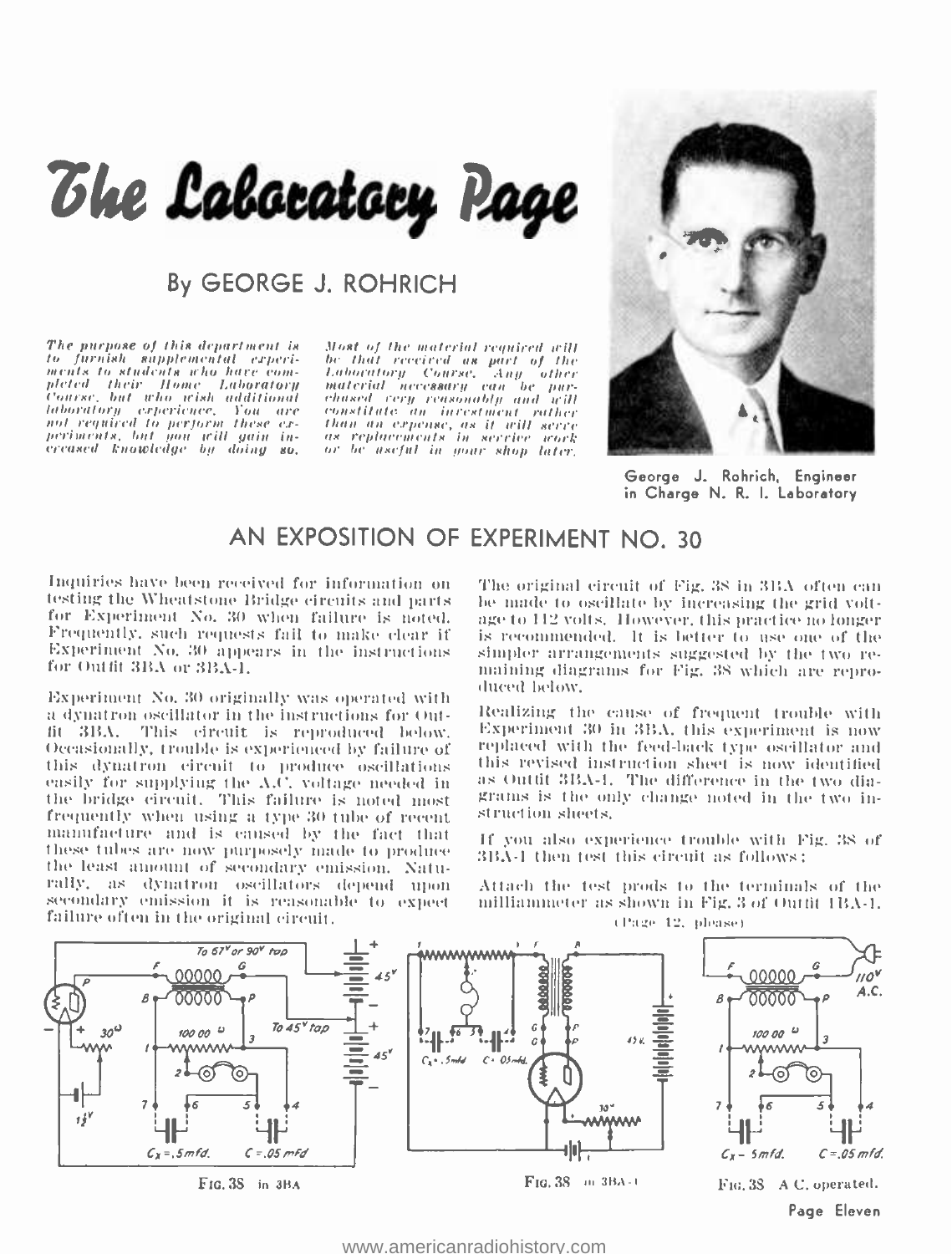# The Laboratory Page

## By GEORGE J. ROHRICH

*The purpose of this department is to furnish supplemental experiments to students who have completed their Home Laboratory Course, but who wish additional laboratory experience. You are not required to perform these experiments, but you will gain increased knowledge by doing so. Most of the material required will be that received as part of the Laboratory Course. Any other material necessary can be purchased very reasonably and will constitute an investment rather than an expense, as it will serve as replacements in service work or be useful in your shop later.*

George J. Rohrich, Engineer in Charge N. R. I. Laboratory

## AN EXPOSITION OF EXPERIMENT NO. 30

Inquiries have been received for information on testing the Wheatstone Bridge circuits and parts for Experiment No. 30 when failure is noted. Frequently, such requests fail to make clear if Experiment No. 30 appears in the instructions for Outfit 3BA or 3BA-1.

Experiment No. 30 originally was operated with a dynatron oscillator in the instructions for Outfit 3BA. This circuit is reproduced below. Occasionally, trouble is experienced by failure of this dynatron circuit to produce oscillations easily for supplying the A.C. voltage needed in the bridge circuit. This failure is noted most frequently when using a type 30 tube of recent manufacture and is caused by the fact that these tubes are now purposely made to produce the least amount of secondary emission. Naturally, as dynatron oscillators depend upon secondary emission it is reasonable to expect failure often in the original circuit.

The original circuit of Fig. 38 in 3BA often can be made to oscillate by increasing the grid voltage to 112 volts. However, this practice no longer is recommended. It is better to use one of the simpler arrangements suggested by the two remaining diagrams for Fig. 38 which are reproduced below.

Realizing the cause of frequent trouble with Experiment 30 in 3BA, this experiment is now replaced with the feed-back type oscillator and this revised instruction sheet is now identified as Outfit 3BA-1. The difference in the two diagrams is the only change noted in the two instruction sheets.

If you also experience trouble with Fig. 38 of 3BA-1 then test this circuit as follows:

Attach the test prods to the terminals of the milliammeter as shown in Fig. 3 of Outfit 1BA-1.

(Page 12, please)

FIG. 38 in 3BA

FIG. 38 in 3BA-1

FIG. 38 A C. operated.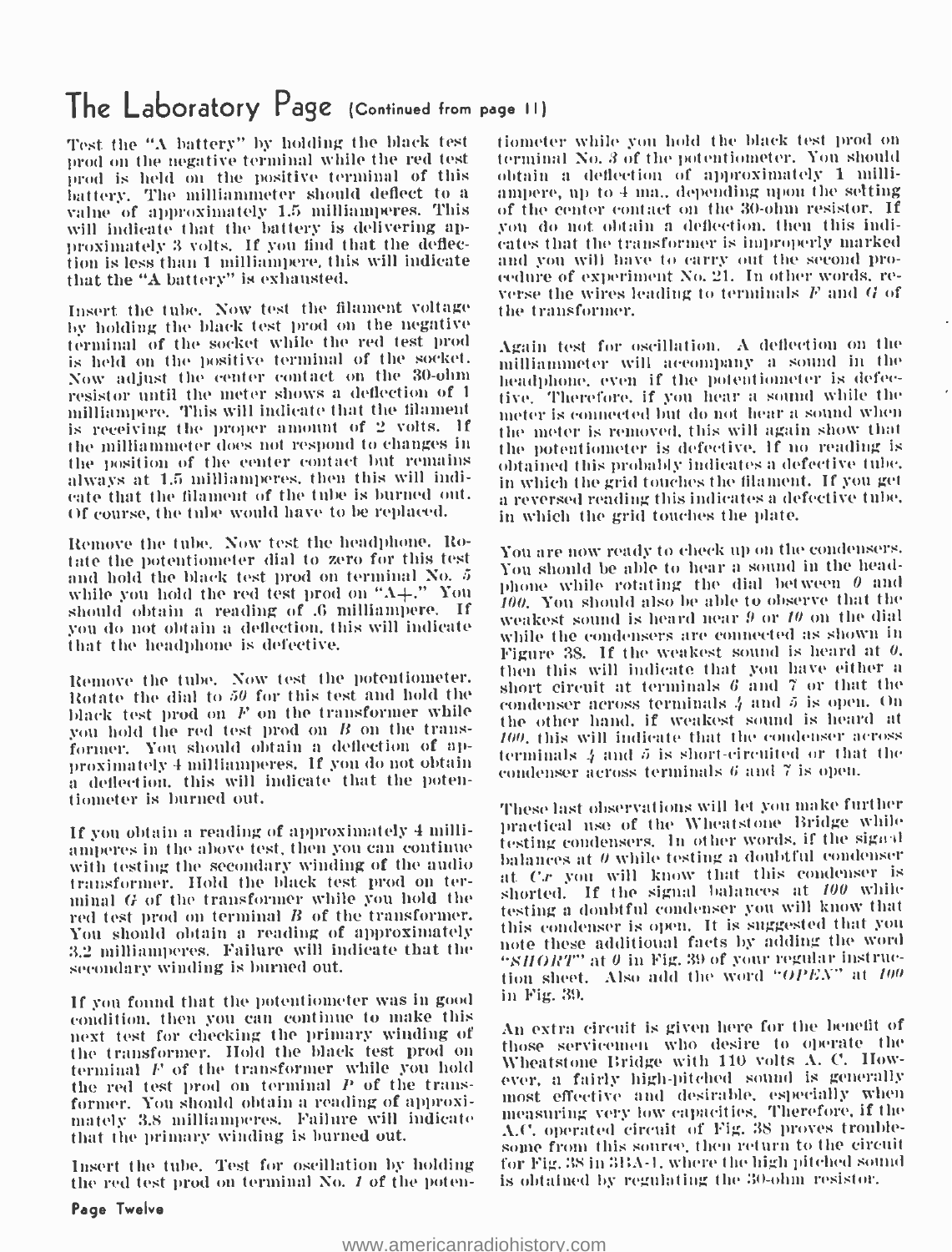# The Laboratory Page (Continued from page 11)

Test the "A battery" by holding the black test prod on the negative terminal while the red test prod is held on the positive terminal of this battery. The milliammeter should deflect to a value of approximately 1.5 milliamperes. This will indicate that the battery is delivering approximately 3 volts. If you find that the deflection is less than 1 milliampere, this will indicate that the "A battery" is exhausted.

Insert the tube. Now test the filament voltage by holding the black test prod on the negative terminal of the socket while the red test prod is held on the positive terminal of the socket. Now adjust the center contact on the 30-ohm resistor until the meter shows a deflection of 1 milliampere. This will indicate that the filament is receiving the proper amount of 2 volts. If the milliammeter does not respond to changes in the position of the center contact but remains always at 1.5 milliamperes, then this will indicate that the filament of the tube is burned out. Of course, the tube would have to be replaced.

Remove the tube. Now test the headphone. Rotate the potentiometer dial to zero for this test and hold the black test prod on terminal No. *5* while you hold the red test prod on "A+." You should obtain a reading of .6 milliampere. If you do not obtain a deflection, this will indicate that the headphone is defective.

Remove the tube. Now test the potentiometer. Rotate the dial to *50* for this test and hold the black test prod on *F* on the transformer while you hold the red test prod on *B* on the transformer. You should obtain a deflection of approximately 4 milliamperes. If you do not obtain a deflection, this will indicate that the potentiometer is burned out.

If you obtain a reading of approximately 4 milliamperes in the above test, then you can continue with testing the secondary winding of the audio transformer. Hold the black test prod on terminal *G* of the transformer while you hold the red test prod on terminal *B* of the transformer. You should obtain a reading of approximately 3.2 milliamperes. Failure will indicate that the secondary winding is burned out.

If you found that the potentiometer was in good condition, then you can continue to make this next test for checking the primary winding of the transformer. Hold the black test prod on terminal *F* of the transformer while you hold the red test prod on terminal *P* of the transformer. You should obtain a reading of approximately 3.8 milliamperes. Failure will indicate that the primary winding is burned out.

Insert the tube. Test for oscillation by holding the red test prod on terminal No. *1* of the potentiometer while you hold the black test prod on terminal No. *3* of the potentiometer. You should obtain a deflection of approximately 1 milliampere, up to 4 ma., depending upon the setting of the center contact on the 30-ohm resistor. If you do not obtain a deflection, then this indicates that the transformer is improperly marked and you will have to carry out the second procedure of experiment No. 21. In other words, reverse the wires leading to terminals *F* and *G* of the transformer.

Again test for oscillation. A deflection on the milliammeter will accompany a sound in the headphone, even if the potentiometer is defective. Therefore, if you hear a sound while the meter is connected but do not hear a sound when the meter is removed, this will again show that the potentiometer is defective. If no reading is obtained this probably indicates a defective tube, in which the grid touches the filament. If you get a reversed reading this indicates a defective tube, in which the grid touches the plate.

You are now ready to check up on the condensers. You should be able to hear a sound in the headphone while rotating the dial between *0* and *100*. You should also be able to observe that the weakest sound is heard near *9* or *10* on the dial while the condensers are connected as shown in Figure 38. If the weakest sound is heard at *0*, then this will indicate that you have either a short circuit at terminals *6* and *7* or that the condenser across terminals *4* and *5* is open. On the other hand, if weakest sound is heard at *100*, this will indicate that the condenser across terminals *4* and *5* is short-circuited or that the condenser across terminals *6* and *7* is open.

These last observations will let you make further practical use of the Wheatstone Bridge while testing condensers. In other words, if the signal balances at *0* while testing a doubtful condenser at *Cx* you will know that this condenser is shorted. If the signal balances at *100* while testing a doubtful condenser you will know that this condenser is open. It is suggested that you note these additional facts by adding the word "*SHORT*" at *0* in Fig. 39 of your regular instruction sheet. Also add the word "*OPEN*" at *100* in Fig. 39.

An extra circuit is given here for the benefit of those servicemen who desire to operate the Wheatstone Bridge with 110 volts A. C. However, a fairly high-pitched sound is generally most effective and desirable, especially when measuring very low capacities. Therefore, if the A.C. operated circuit of Fig. 38 proves troublesome from this source, then return to the circuit for Fig. 38 in 3BA-1, where the high pitched sound is obtained by regulating the 30-ohm resistor.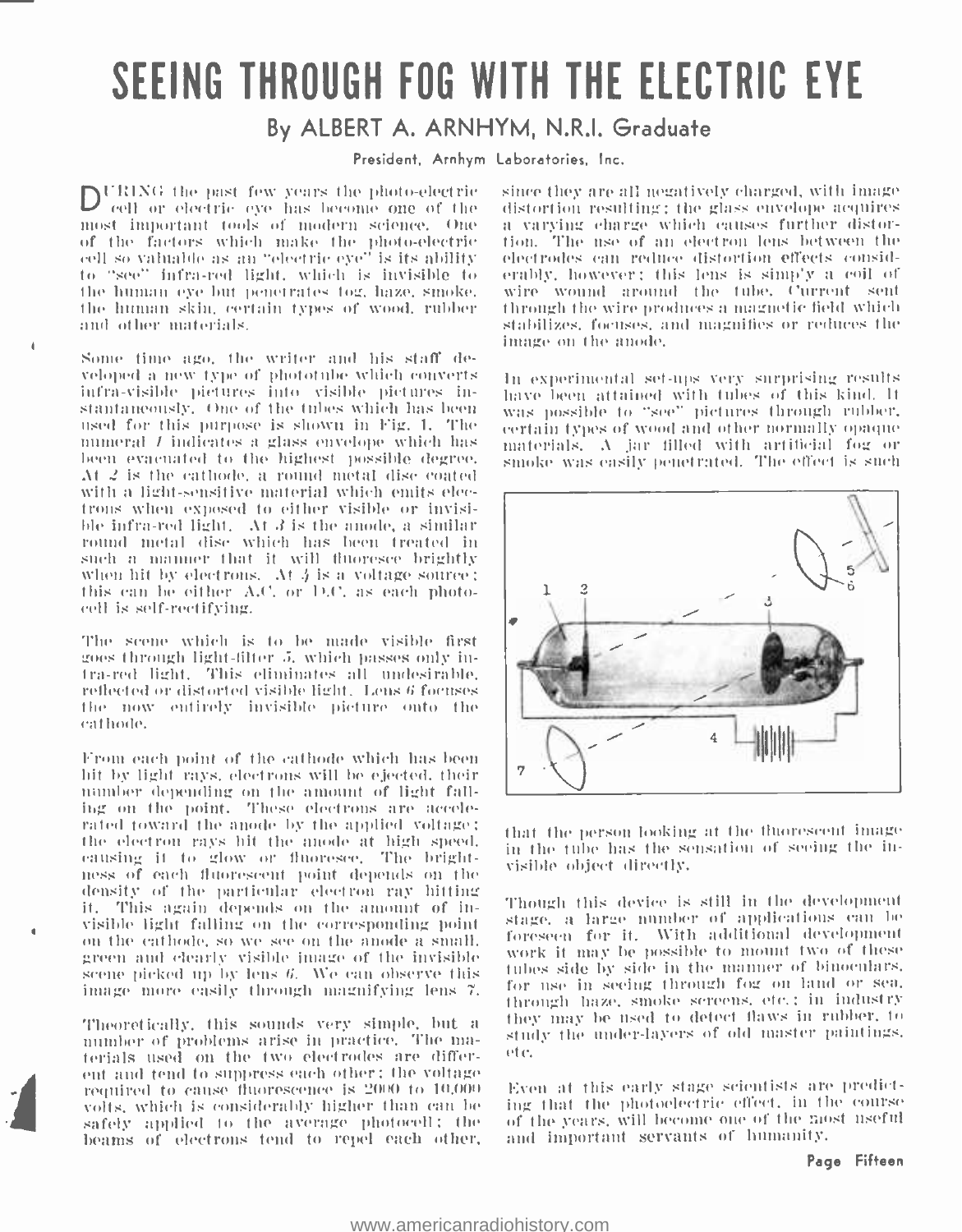# SEEING THROUGH FOG WITH THE ELECTRIC EYE

## By ALBERT A. ARNHYM, N.R.I. Graduate

President, Arnhym Laboratories, Inc.

DURING the past few years the photo-electric cell or electric eye has become one of the most important tools of modern science. One of the factors which make the photo-electric cell so valuable as an "electric eye" is its ability to "see" infra-red light, which is invisible to the human eye but penetrates fog, haze, smoke, the human skin, certain types of wood, rubber and other materials.

Some time ago, the writer and his staff developed a new type of phototube which converts infra-visible pictures into visible pictures instantaneously. One of the tubes which has been used for this purpose is shown in Fig. 1. The numeral *1* indicates a glass envelope which has been evacuated to the highest possible degree. At *2* is the cathode, a round metal disc coated with a light-sensitive material which emits electrons when exposed to either visible or invisible infra-red light. At *3* is the anode, a similar round metal disc which has been treated in such a manner that it will fluoresce brightly when hit by electrons. At *4* is a voltage source; this can be either A.C. or D.C. as each photocell is self-rectifying.

The scene which is to be made visible first goes through light-filter *5*, which passes only infra-red light. This eliminates all undesirable, reflected or distorted visible light. Lens *6* focuses the now entirely invisible picture onto the cathode.

From each point of the cathode which has been hit by light rays, electrons will be ejected, their number depending on the amount of light falling on the point. These electrons are accelerated toward the anode by the applied voltage; the electron rays hit the anode at high speed, causing it to glow or fluoresce. The brightness of each fluorescent point depends on the density of the particular electron ray hitting it. This again depends on the amount of invisible light falling on the corresponding point on the cathode, so we see on the anode a small, green and clearly visible image of the invisible scene picked up by lens *6*. We can observe this image more easily through magnifying lens *7*.

Theoretically, this sounds very simple, but a number of problems arise in practice. The materials used on the two electrodes are different and tend to suppress each other; the voltage required to cause fluorescence is 2000 to 10,000 volts, which is considerably higher than can be safely applied to the average photocell; the beams of electrons tend to repel each other, since they are all negatively charged, with image distortion resulting; the glass envelope acquires a varying charge which causes further distortion. The use of an electron lens between the electrodes can reduce distortion effects considerably, however; this lens is simply a coil of wire wound around the tube. Current sent through the wire produces a magnetic field which stabilizes, focuses, and magnifies or reduces the image on the anode.

In experimental set-ups very surprising results have been attained with tubes of this kind. It was possible to "see" pictures through rubber, certain types of wood and other normally opaque materials. A jar filled with artificial fog or smoke was easily penetrated. The effect is such that the person looking at the fluorescent image in the tube has the sensation of seeing the invisible object directly.

Though this device is still in the development stage, a large number of applications can be foreseen for it. With additional development work it may be possible to mount two of these tubes side by side in the manner of binoculars, for use in seeing through fog on land or sea, through haze, smoke screens, etc.; in industry they may be used to detect flaws in rubber, to study the under-layers of old master paintings, etc.

Even at this early stage scientists are predicting that the photoelectric effect, in the course of the years, will become one of the most useful and important servants of humanity.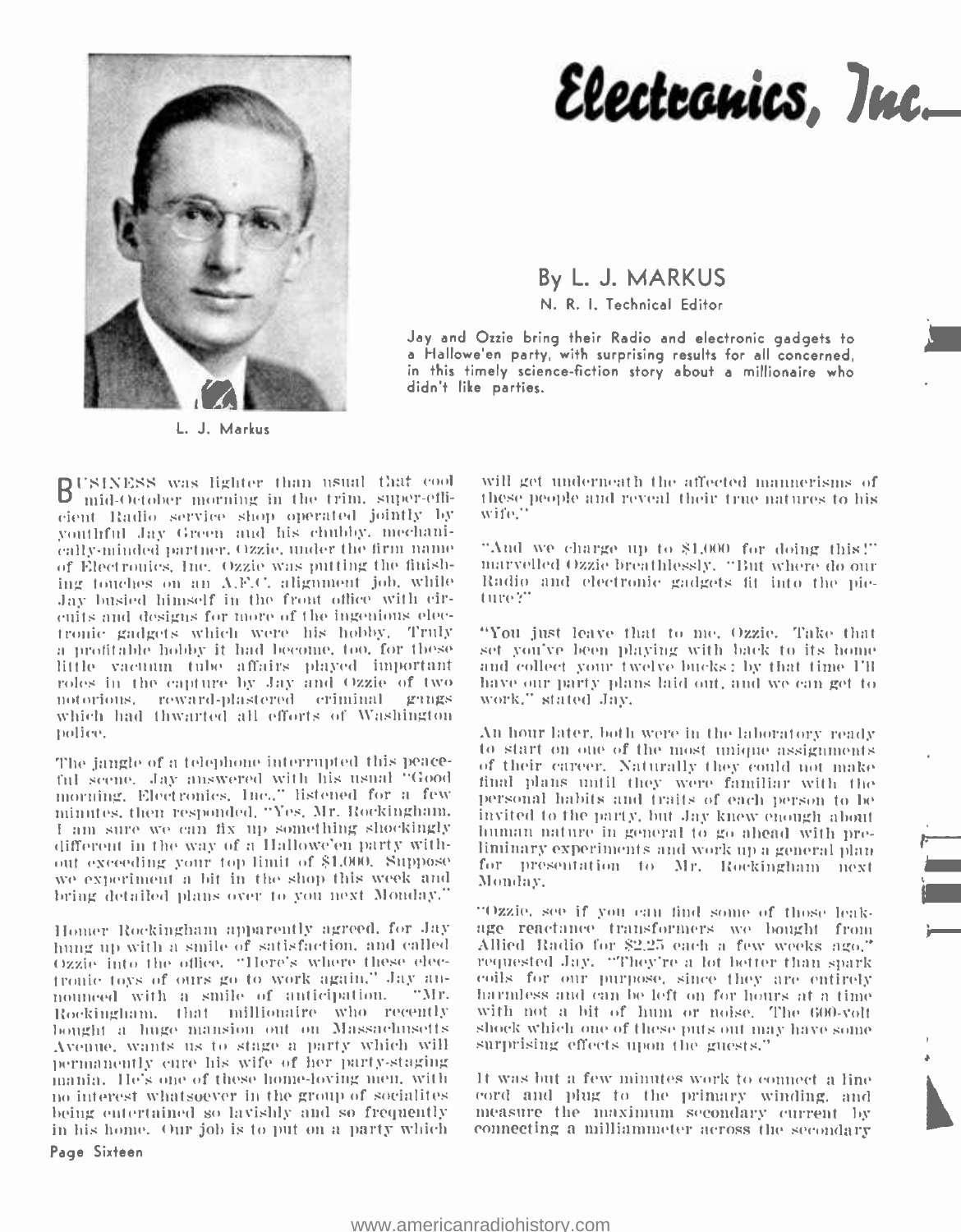# Electronics, Inc.

## By L. J. MARKUS

N. R. I. Technical Editor

*Jay and Ozzie bring their Radio and electronic gadgets to a Hallowe'en party, with surprising results for all concerned, in this timely science-fiction story about a millionaire who didn't like parties.*

L. J. Markus

BUSINESS was lighter than usual that cool mid-October morning in the trim, super-efficient Radio service shop operated jointly by youthful Jay Green and his chubby, mechanically-minded partner, Ozzie, under the firm name of Electronics, Inc. Ozzie was putting the finishing touches on an A.F.C. alignment job, while Jay busied himself in the front office with circuits and designs for more of the ingenious electronic gadgets which were his hobby. Truly a profitable hobby it had become, too, for these little vacuum tube affairs played important roles in the capture by Jay and Ozzie of two notorious, reward-plastered criminal gangs which had thwarted all efforts of Washington police.

The jangle of a telephone interrupted this peaceful scene. Jay answered with his usual "Good morning, Electronics, Inc.," listened for a few minutes, then responded, "Yes, Mr. Rockingham, I am sure we can fix up something shockingly different in the way of a Hallowe'en party without exceeding your top limit of $1,000. Suppose we experiment a bit in the shop this week and bring detailed plans over to you next Monday."

Homer Rockingham apparently agreed, for Jay hung up with a smile of satisfaction, and called Ozzie into the office. "Here's where these electronic toys of ours go to work again," Jay announced with a smile of anticipation. "Mr. Rockingham, that millionaire who recently bought a huge mansion out on Massachusetts Avenue, wants us to stage a party which will permanently cure his wife of her party-staging mania. He's one of these home-loving men, with no interest whatsoever in the group of socialites being entertained so lavishly and so frequently in his home. Our job is to put on a party which will get underneath the affected mannerisms of these people and reveal their true natures to his wife."

"And we charge up to $1,000 for doing this!" marvelled Ozzie breathlessly. "But where do our Radio and electronic gadgets fit into the picture?"

"You just leave that to me, Ozzie. Take that set you've been playing with back to its home and collect your twelve bucks; by that time I'll have our party plans laid out, and we can get to work," stated Jay.

An hour later, both were in the laboratory ready to start on one of the most unique assignments of their career. Naturally they could not make final plans until they were familiar with the personal habits and traits of each person to be invited to the party, but Jay knew enough about human nature in general to go ahead with preliminary experiments and work up a general plan for presentation to Mr. Rockingham next Monday.

"Ozzie, see if you can find some of those leakage reactance transformers we bought from Allied Radio for $2.25 each a few weeks ago," requested Jay. "They're a lot better than spark coils for our purpose, since they are entirely harmless and can be left on for hours at a time with not a bit of hum or noise. The 600-volt shock which one of these puts out may have some surprising effects upon the guests."

It was but a few minutes work to connect a line cord and plug to the primary winding, and measure the maximum secondary current by connecting a milliammeter across the secondary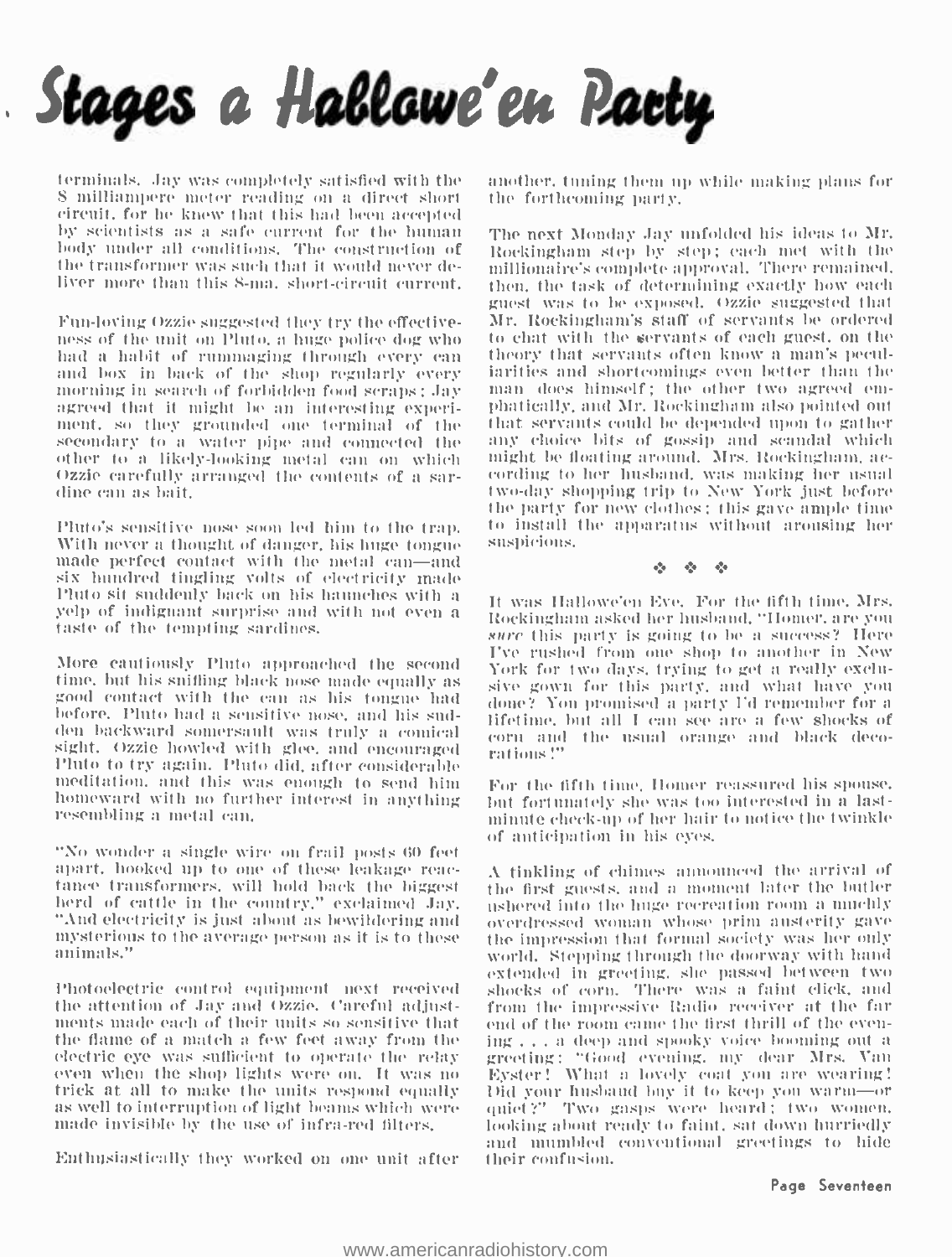# Stages a Hallowe'en Party

terminals. Jay was completely satisfied with the 8 milliampere meter reading on a direct short circuit, for he knew that this had been accepted by scientists as a safe current for the human body under all conditions. The construction of the transformer was such that it would never deliver more than this 8-ma. short-circuit current.

Fun-loving Ozzie suggested they try the effectiveness of the unit on Pluto, a huge police dog who had a habit of rummaging through every can and box in back of the shop regularly every morning in search of forbidden food scraps; Jay agreed that it might be an interesting experiment, so they grounded one terminal of the secondary to a water pipe and connected the other to a likely-looking metal can on which Ozzie carefully arranged the contents of a sardine can as bait.

Pluto's sensitive nose soon led him to the trap. With never a thought of danger, his huge tongue made perfect contact with the metal can—and six hundred tingling volts of electricity made Pluto sit suddenly back on his haunches with a yelp of indignant surprise and with not even a taste of the tempting sardines.

More cautiously Pluto approached the second time, but his sniffing black nose made equally as good contact with the can as his tongue had before. Pluto had a sensitive nose, and his sudden backward somersault was truly a comical sight. Ozzie howled with glee, and encouraged Pluto to try again. Pluto did, after considerable meditation, and this was enough to send him homeward with no further interest in anything resembling a metal can.

"No wonder a single wire on frail posts 60 feet apart, hooked up to one of these leakage reactance transformers, will hold back the biggest herd of cattle in the country," exclaimed Jay. "And electricity is just about as bewildering and mysterious to the average person as it is to these animals."

Photoelectric control equipment next received the attention of Jay and Ozzie. Careful adjustments made each of their units so sensitive that the flame of a match a few feet away from the electric eye was sufficient to operate the relay even when the shop lights were on. It was no trick at all to make the units respond equally as well to interruption of light beams which were made invisible by the use of infra-red filters.

Enthusiastically they worked on one unit after another, tuning them up while making plans for the forthcoming party.

The next Monday Jay unfolded his ideas to Mr. Rockingham step by step; each met with the millionaire's complete approval. There remained, then, the task of determining exactly how each guest was to be exposed. Ozzie suggested that Mr. Rockingham's staff of servants be ordered to chat with the servants of each guest, on the theory that servants often know a man's peculiarities and shortcomings even better than the man does himself; the other two agreed emphatically, and Mr. Rockingham also pointed out that servants could be depended upon to gather any choice bits of gossip and scandal which might be floating around. Mrs. Rockingham, according to her husband, was making her usual two-day shopping trip to New York just before the party for new clothes; this gave ample time to install the apparatus without arousing her suspicions.

❖ ❖ ❖

It was Hallowe'en Eve. For the fifth time, Mrs. Rockingham asked her husband, "Homer, are you *sure* this party is going to be a success? Here I've rushed from one shop to another in New York for two days, trying to get a really exclusive gown for this party, and what have you done? You promised a party I'd remember for a lifetime, but all I can see are a few shocks of corn and the usual orange and black decorations!"

For the fifth time, Homer reassured his spouse, but fortunately she was too interested in a last-minute check-up of her hair to notice the twinkle of anticipation in his eyes.

A tinkling of chimes announced the arrival of the first guests, and a moment later the butler ushered into the huge recreation room a muchly overdressed woman whose prim austerity gave the impression that formal society was her only world. Stepping through the doorway with hand extended in greeting, she passed between two shocks of corn. There was a faint click, and from the impressive Radio receiver at the far end of the room came the first thrill of the evening . . . a deep and spooky voice booming out a greeting: "Good evening, my dear Mrs. Van Eyster! What a lovely coat you are wearing! Did your husband buy it to keep you warm—or quiet?" Two gasps were heard; two women, looking about ready to faint, sat down hurriedly and mumbled conventional greetings to hide their confusion.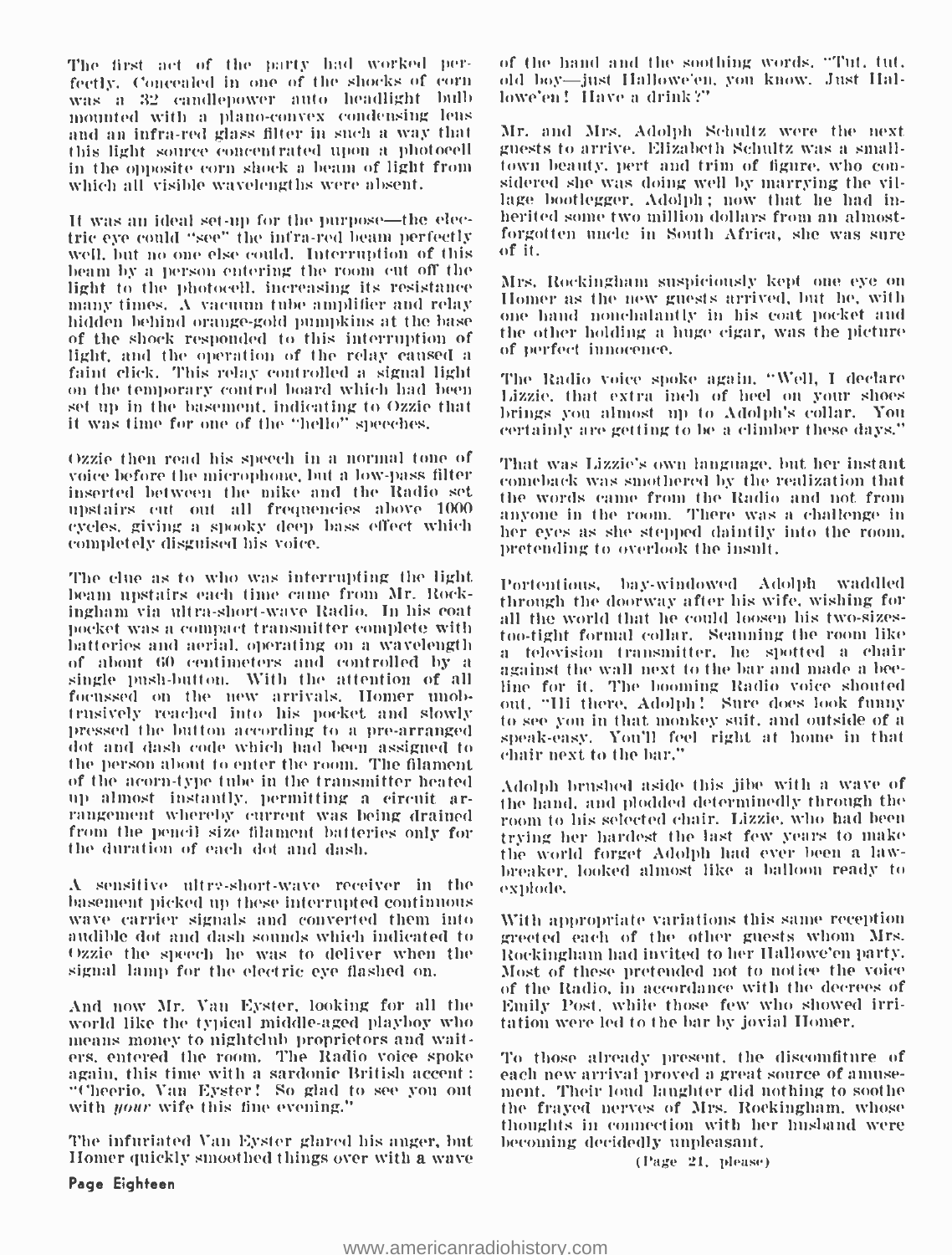The first act of the party had worked perfectly. Concealed in one of the shocks of corn was a 32 candlepower auto headlight bulb mounted with a plano-convex condensing lens and an infra-red glass filter in such a way that this light source concentrated upon a photocell in the opposite corn shock a beam of light from which all visible wavelengths were absent.

It was an ideal set-up for the purpose—the electric eye could "see" the infra-red beam perfectly well, but no one else could. Interruption of this beam by a person entering the room cut off the light to the photocell, increasing its resistance many times. A vacuum tube amplifier and relay hidden behind orange-gold pumpkins at the base of the shock responded to this interruption of light, and the operation of the relay caused a faint click. This relay controlled a signal light on the temporary control board which had been set up in the basement, indicating to Ozzie that it was time for one of the "hello" speeches.

Ozzie then read his speech in a normal tone of voice before the microphone, but a low-pass filter inserted between the mike and the Radio set upstairs cut out all frequencies above 1000 cycles, giving a spooky deep bass effect which completely disguised his voice.

The clue as to who was interrupting the light beam upstairs each time came from Mr. Rockingham via ultra-short-wave Radio. In his coat pocket was a compact transmitter complete with batteries and aerial, operating on a wavelength of about 60 centimeters and controlled by a single push-button. With the attention of all focussed on the new arrivals, Homer unobtrusively reached into his pocket and slowly pressed the button according to a pre-arranged dot and dash code which had been assigned to the person about to enter the room. The filament of the acorn-type tube in the transmitter heated up almost instantly, permitting a circuit arrangement whereby current was being drained from the pencil size filament batteries only for the duration of each dot and dash.

A sensitive ultra-short-wave receiver in the basement picked up these interrupted continuous wave carrier signals and converted them into audible dot and dash sounds which indicated to Ozzie the speech he was to deliver when the signal lamp for the electric eye flashed on.

And now Mr. Van Eyster, looking for all the world like the typical middle-aged playboy who means money to nightclub proprietors and waiters, entered the room. The Radio voice spoke again, this time with a sardonic British accent: "Cheerio, Van Eyster! So glad to see you out with *your* wife this fine evening."

The infuriated Van Eyster glared his anger, but Homer quickly smoothed things over with a wave of the hand and the soothing words, "Tut, tut, old boy—just Hallowe'en, you know. Just Hallowe'en! Have a drink?"

Mr. and Mrs. Adolph Schultz were the next guests to arrive. Elizabeth Schultz was a small-town beauty, pert and trim of figure, who considered she was doing well by marrying the village bootlegger, Adolph; now that he had inherited some two million dollars from an almost-forgotten uncle in South Africa, she was sure of it.

Mrs. Rockingham suspiciously kept one eye on Homer as the new guests arrived, but he, with one hand nonchalantly in his coat pocket and the other holding a huge cigar, was the picture of perfect innocence.

The Radio voice spoke again, "Well, I declare Lizzie, that extra inch of heel on your shoes brings you almost up to Adolph's collar. You certainly are getting to be a climber these days."

That was Lizzie's own language, but her instant comeback was smothered by the realization that the words came from the Radio and not from anyone in the room. There was a challenge in her eyes as she stepped daintily into the room, pretending to overlook the insult.

Portentious, bay-windowed Adolph waddled through the doorway after his wife, wishing for all the world that he could loosen his two-sizes-too-tight formal collar. Scanning the room like a television transmitter, he spotted a chair against the wall next to the bar and made a bee-line for it. The booming Radio voice shouted out, "Hi there, Adolph! Sure does look funny to see you in that monkey suit, and outside of a speak-easy. You'll feel right at home in that chair next to the bar."

Adolph brushed aside this jibe with a wave of the hand, and plodded determinedly through the room to his selected chair. Lizzie, who had been trying her hardest the last few years to make the world forget Adolph had ever been a lawbreaker, looked almost like a balloon ready to explode.

With appropriate variations this same reception greeted each of the other guests whom Mrs. Rockingham had invited to her Hallowe'en party. Most of these pretended not to notice the voice of the Radio, in accordance with the decrees of Emily Post, while those few who showed irritation were led to the bar by jovial Homer.

To those already present, the discomfiture of each new arrival proved a great source of amusement. Their loud laughter did nothing to soothe the frayed nerves of Mrs. Rockingham, whose thoughts in connection with her husband were becoming decidedly unpleasant.

(Page 21, please)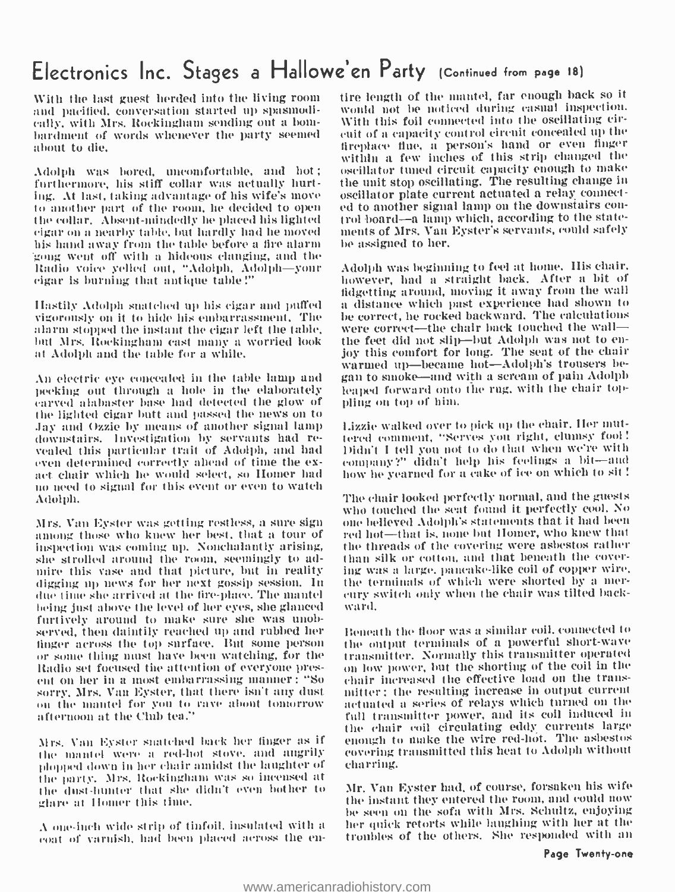# Electronics Inc. Stages a Hallowe'en Party (Continued from page 18)

With the last guest herded into the living room and pacified, conversation started up spasmodically, with Mrs. Rockingham sending out a bombardment of words whenever the party seemed about to die.

Adolph was bored, uncomfortable, and hot; furthermore, his stiff collar was actually hurting. At last, taking advantage of his wife's move to another part of the room, he decided to open the collar. Absent-mindedly he placed his lighted cigar on a nearby table, but hardly had he moved his hand away from the table before a fire alarm gong went off with a hideous clanging, and the Radio voice yelled out, "Adolph, Adolph—your cigar is burning that antique table!"

Hastily Adolph snatched up his cigar and puffed vigorously on it to hide his embarrassment. The alarm stopped the instant the cigar left the table, but Mrs. Rockingham cast many a worried look at Adolph and the table for a while.

An electric eye concealed in the table lamp and peeking out through a hole in the elaborately carved alabaster base had detected the glow of the lighted cigar butt and passed the news on to Jay and Ozzie by means of another signal lamp downstairs. Investigation by servants had revealed this particular trait of Adolph, and had even determined correctly ahead of time the exact chair which he would select, so Homer had no need to signal for this event or even to watch Adolph.

Mrs. Van Eyster was getting restless, a sure sign among those who knew her best, that a tour of inspection was coming up. Nonchalantly arising, she strolled around the room, seemingly to admire this vase and that picture, but in reality digging up news for her next gossip session. In due time she arrived at the fire-place. The mantel being just above the level of her eyes, she glanced furtively around to make sure she was unobserved, then daintily reached up and rubbed her finger across the top surface. But some person or some thing must have been watching, for the Radio set focused the attention of everyone present on her in a most embarrassing manner: "So sorry, Mrs. Van Eyster, that there isn't any dust on the mantel for you to rave about tomorrow afternoon at the Club tea."

Mrs. Van Eyster snatched back her finger as if the mantel were a red-hot stove, and angrily plopped down in her chair amidst the laughter of the party. Mrs. Rockingham was so incensed at the dust-hunter that she didn't even bother to glare at Homer this time.

A one-inch wide strip of tinfoil, insulated with a coat of varnish, had been placed across the entire length of the mantel, far enough back so it would not be noticed during casual inspection. With this foil connected into the oscillating circuit of a capacity control circuit concealed up the fireplace flue, a person's hand or even finger within a few inches of this strip changed the oscillator tuned circuit capacity enough to make the unit stop oscillating. The resulting change in oscillator plate current actuated a relay connected to another signal lamp on the downstairs control board—a lamp which, according to the statements of Mrs. Van Eyster's servants, could safely be assigned to her.

Adolph was beginning to feel at home. His chair, however, had a straight back. After a bit of fidgetting around, moving it away from the wall a distance which past experience had shown to be correct, he rocked backward. The calculations were correct—the chair back touched the wall—the feet did not slip—but Adolph was not to enjoy this comfort for long. The seat of the chair warmed up—became hot—Adolph's trousers began to smoke—and with a scream of pain Adolph leaped forward onto the rug, with the chair toppling on top of him.

Lizzie walked over to pick up the chair. Her muttered comment, "Serves you right, clumsy fool! Didn't I tell you not to do that when we're with company?" didn't help his feelings a bit—and how he yearned for a cake of ice on which to sit!

The chair looked perfectly normal, and the guests who touched the seat found it perfectly cool. No one believed Adolph's statements that it had been red hot—that is, none but Homer, who knew that the threads of the covering were asbestos rather than silk or cotton, and that beneath the covering was a large, pancake-like coil of copper wire, the terminals of which were shorted by a mercury switch only when the chair was tilted backward.

Beneath the floor was a similar coil, connected to the output terminals of a powerful short-wave transmitter. Normally this transmitter operated on low power, but the shorting of the coil in the chair increased the effective load on the transmitter; the resulting increase in output current actuated a series of relays which turned on the full transmitter power, and its coil induced in the chair coil circulating eddy currents large enough to make the wire red-hot. The asbestos covering transmitted this heat to Adolph without charring.

Mr. Van Eyster had, of course, forsaken his wife the instant they entered the room, and could now be seen on the sofa with Mrs. Schultz, enjoying her quick retorts while laughing with her at the troubles of the others. She responded with an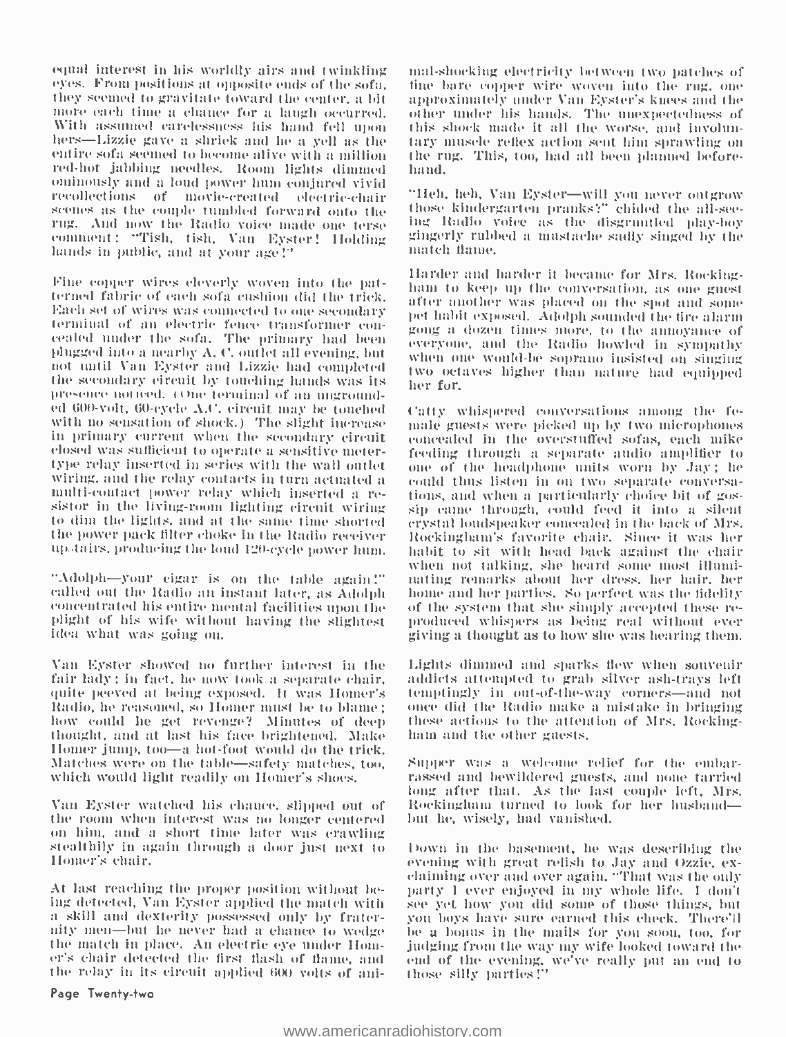equal interest in his worldly airs and twinkling eyes. From positions at opposite ends of the sofa, they seemed to gravitate toward the center, a bit more each time a chance for a laugh occurred. With assumed carelessness his hand fell upon hers—Lizzie gave a shriek and he a yell as the entire sofa seemed to become alive with a million red-hot jabbing needles. Room lights dimmed ominously and a loud power hum conjured vivid recollections of movie-created electric-chair scenes as the couple tumbled forward onto the rug. And now the Radio voice made one terse comment: "Tish, tish, Van Eyster! Holding hands in public, and at your age!"

Fine copper wires cleverly woven into the patterned fabric of each sofa cushion did the trick. Each set of wires was connected to one secondary terminal of an electric fence transformer concealed under the sofa. The primary had been plugged into a nearby A.C. outlet all evening, but not until Van Eyster and Lizzie had completed the secondary circuit by touching hands was its presence noticed. (One terminal of an ungrounded 600-volt, 60-cycle A.C. circuit may be touched with no sensation of shock.) The slight increase in primary current when the secondary circuit closed was sufficient to operate a sensitive meter-type relay inserted in series with the wall outlet wiring, and the relay contacts in turn actuated a multi-contact power relay which inserted a resistor in the living-room lighting circuit wiring to dim the lights, and at the same time shorted the power pack filter choke in the Radio receiver upstairs, producing the loud 120-cycle power hum.

"Adolph—your cigar is on the table again!" called out the Radio an instant later, as Adolph concentrated his entire mental facilities upon the plight of his wife without having the slightest idea what was going on.

Van Eyster showed no further interest in the fair lady; in fact, he now took a separate chair, quite peeved at being exposed. It was Homer's Radio, he reasoned, so Homer must be to blame; how could he get revenge? Minutes of deep thought, and at last his face brightened. Make Homer jump, too—a hot-foot would do the trick. Matches were on the table—safety matches, too, which would light readily on Homer's shoes.

Van Eyster watched his chance, slipped out of the room when interest was no longer centered on him, and a short time later was crawling stealthily in again through a door just next to Homer's chair.

At last reaching the proper position without being detected, Van Eyster applied the match with a skill and dexterity possessed only by fraternity men—but he never had a chance to wedge the match in place. An electric eye under Homer's chair detected the first flash of flame, and the relay in its circuit applied 600 volts of animal-shocking electricity between two patches of fine bare copper wire woven into the rug, one approximately under Van Eyster's knees and the other under his hands. The unexpectedness of this shock made it all the worse, and involuntary muscle reflex action sent him sprawling on the rug. This, too, had all been planned beforehand.

"Heh, heh, Van Eyster—will you never outgrow those kindergarten pranks?" chided the all-seeing Radio voice as the disgruntled play-boy gingerly rubbed a mustache sadly singed by the match flame.

Harder and harder it became for Mrs. Rockingham to keep up the conversation, as one guest after another was placed on the spot and some pet habit exposed. Adolph sounded the fire alarm gong a dozen times more, to the annoyance of everyone, and the Radio howled in sympathy when one would-be soprano insisted on singing two octaves higher than nature had equipped her for.

Catty whispered conversations among the female guests were picked up by two microphones concealed in the overstuffed sofas, each mike feeding through a separate audio amplifier to one of the headphone units worn by Jay; he could thus listen in on two separate conversations, and when a particularly choice bit of gossip came through, could feed it into a silent crystal loudspeaker concealed in the back of Mrs. Rockingham's favorite chair. Since it was her habit to sit with head back against the chair when not talking, she heard some most illuminating remarks about her dress, her hair, her home and her parties. So perfect was the fidelity of the system that she simply accepted these reproduced whispers as being real without ever giving a thought as to how she was hearing them.

Lights dimmed and sparks flew when souvenir addicts attempted to grab silver ash-trays left temptingly in out-of-the-way corners—and not once did the Radio make a mistake in bringing these actions to the attention of Mrs. Rockingham and the other guests.

Supper was a welcome relief for the embarrassed and bewildered guests, and none tarried long after that. As the last couple left, Mrs. Rockingham turned to look for her husband—but he, wisely, had vanished.

Down in the basement, he was describing the evening with great relish to Jay and Ozzie, exclaiming over and over again, "That was the only party I ever enjoyed in my whole life. I don't see yet how you did some of those things, but you boys have sure earned this check. There'll be a bonus in the mails for you soon, too, for judging from the way my wife looked toward the end of the evening, we've really put an end to those silly parties!"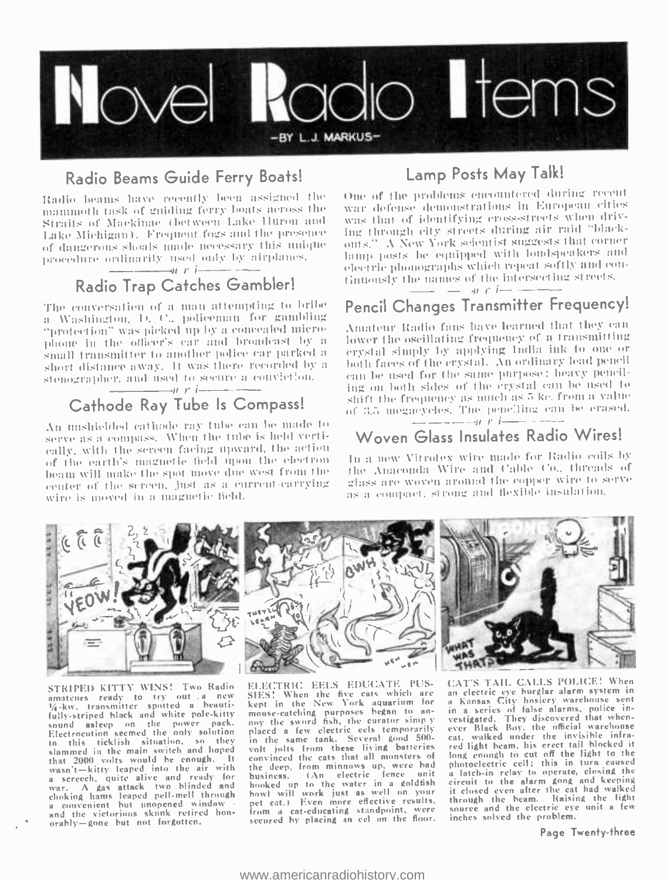# Novel Radio Items

—BY L. J. MARKUS—

## Radio Beams Guide Ferry Boats!

Radio beams have recently been assigned the mammoth task of guiding ferry boats across the Straits of Mackinac (between Lake Huron and Lake Michigan). Frequent fogs and the presence of dangerous shoals made necessary this unique procedure ordinarily used only by airplanes.

## Radio Trap Catches Gambler!

The conversation of a man attempting to bribe a Washington, D. C., policeman for gambling "protection" was picked up by a concealed microphone in the officer's car and broadcast by a small transmitter to another police car parked a short distance away. It was there recorded by a stenographer, and used to secure a conviction.

## Cathode Ray Tube Is Compass!

An unshielded cathode ray tube can be made to serve as a compass. When the tube is held vertically, with the screen facing upward, the action of the earth's magnetic field upon the electron beam will make the spot move due west from the center of the screen, just as a current-carrying wire is moved in a magnetic field.

## Lamp Posts May Talk!

One of the problems encountered during recent war defense demonstrations in European cities was that of identifying cross-streets when driving through city streets during air raid "blackouts." A New York scientist suggests that corner lamp posts be equipped with loudspeakers and electric phonographs which repeat softly and continuously the names of the intersecting streets.

## Pencil Changes Transmitter Frequency!

Amateur Radio fans have learned that they can lower the oscillating frequency of a transmitting crystal simply by applying India ink to one or both faces of the crystal. An ordinary lead pencil can be used for the same purpose; heavy penciling on both sides of the crystal can be used to shift the frequency as much as 5 kc. from a value of 3.5 megacycles. The penciling can be erased.

## Woven Glass Insulates Radio Wires!

In a new Vitrotex wire made for Radio coils by the Anaconda Wire and Cable Co., threads of glass are woven around the copper wire to serve as a compact, strong and flexible insulation.

STRIPED KITTY WINS! Two Radio amateurs ready to try out a new ¼-kw. transmitter spotted a beautifully-striped black and white pole-kitty sound asleep on the power pack. Electrocution seemed the only solution to this ticklish situation, so they slammed in the main switch and hoped that 2000 volts would be enough. It wasn't—kitty leaped into the air with a screech, quite alive and ready for war. A gas attack two blinded and choking hams leaped pell-mell through a convenient but unopened window—and the victorious skunk retired honorably—gone but not forgotten.

ELECTRIC EELS EDUCATE PUSSIES! When the five cats which are kept in the New York aquarium for mouse-catching purposes began to annoy the sword fish, the curator simply placed a few electric eels temporarily in the same tank. Several good 500-volt jolts from these living batteries convinced the cats that all monsters of the deep, from minnows up, were bad business. (An electric fence unit hooked up to the water in a goldfish bowl will work just as well on your pet cat.) Even more effective results, from a cat-educating standpoint, were secured by placing an eel on the floor.

CAT'S TAIL CALLS POLICE! When an electric eye burglar alarm system in a Kansas City hosiery warehouse sent in a series of false alarms, police investigated. They discovered that whenever Black Boy, the official warehouse cat, walked under the invisible infrared light beam, his erect tail blocked it long enough to cut off the light to the photoelectric cell; this in turn caused a latch-in relay to operate, closing the circuit to the alarm gong and keeping it closed even after the cat had walked through the beam. Raising the light source and the electric eye unit a few inches solved the problem.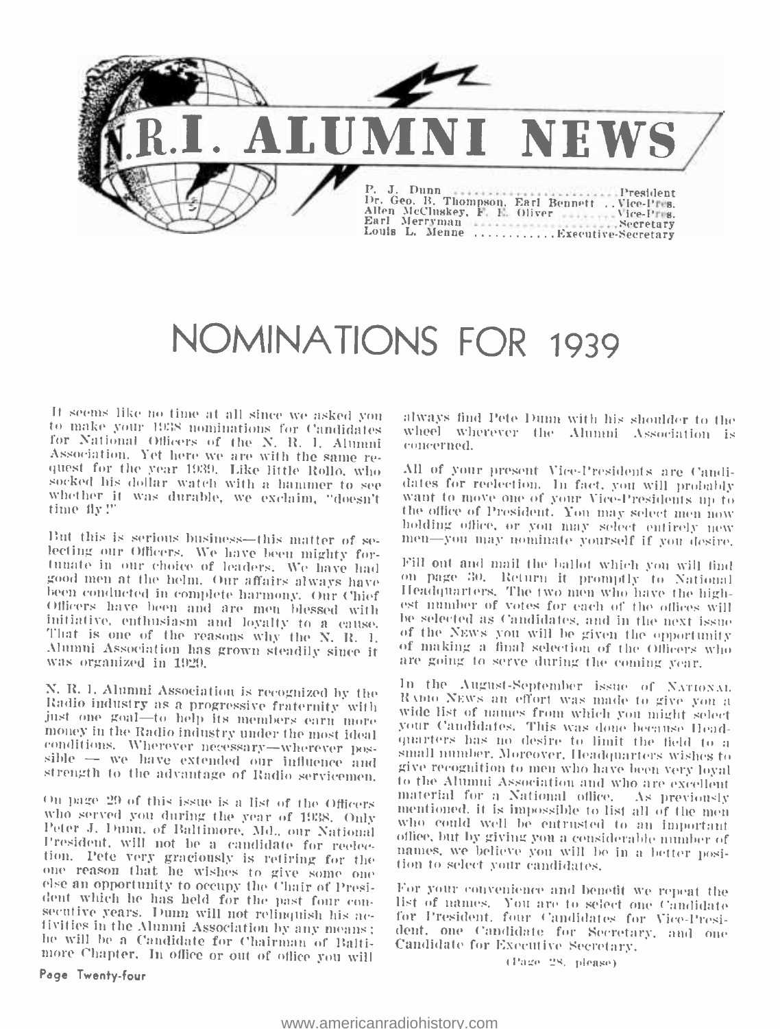# N.R.I. ALUMNI NEWS

P. J. Dunn ............................ President
Dr. Geo. B. Thompson, Earl Bennett .. Vice-Pres.
Allen McCluskey, F. E. Oliver ........ Vice-Pres.
Earl Merryman ........................ Secretary
Louis L. Menne ............ Executive-Secretary

# NOMINATIONS FOR 1939

It seems like no time at all since we asked you to make your 1938 nominations for Candidates for National Officers of the N. R. I. Alumni Association. Yet here we are with the same request for the year 1939. Like little Rollo, who socked his dollar watch with a hammer to see whether it was durable, we exclaim, "doesn't time fly!"

But this is serious business—this matter of selecting our Officers. We have been mighty fortunate in our choice of leaders. We have had good men at the helm. Our affairs always have been conducted in complete harmony. Our Chief Officers have been and are men blessed with initiative, enthusiasm and loyalty to a cause. That is one of the reasons why the N. R. I. Alumni Association has grown steadily since it was organized in 1929.

N. R. I. Alumni Association is recognized by the Radio industry as a progressive fraternity with just one goal—to help its members earn more money in the Radio industry under the most ideal conditions. Wherever necessary—wherever possible — we have extended our influence and strength to the advantage of Radio servicemen.

On page 29 of this issue is a list of the Officers who served you during the year of 1938. Only Peter J. Dunn, of Baltimore, Md., our National President, will not be a candidate for reelection. Pete very graciously is retiring for the one reason that he wishes to give some one else an opportunity to occupy the Chair of President which he has held for the past four consecutive years. Dunn will not relinquish his activities in the Alumni Association by any means; he will be a Candidate for Chairman of Baltimore Chapter. In office or out of office you will always find Pete Dunn with his shoulder to the wheel wherever the Alumni Association is concerned.

All of your present Vice-Presidents are Candidates for reelection. In fact, you will probably want to move one of your Vice-Presidents up to the office of President. You may select men now holding office, or you may select entirely new men—you may nominate yourself if you desire.

Fill out and mail the ballot which you will find on page 30. Return it promptly to National Headquarters. The two men who have the highest number of votes for each of the offices will be selected as Candidates, and in the next issue of the NEWS you will be given the opportunity of making a final selection of the Officers who are going to serve during the coming year.

In the August-September issue of NATIONAL RADIO NEWS an effort was made to give you a wide list of names from which you might select your Candidates. This was done because Headquarters has no desire to limit the field to a small number. Moreover, Headquarters wishes to give recognition to men who have been very loyal to the Alumni Association and who are excellent material for a National office. As previously mentioned, it is impossible to list all of the men who could well be entrusted to an important office, but by giving you a considerable number of names, we believe you will be in a better position to select your candidates.

For your convenience and benefit we repeat the list of names. You are to select one Candidate for President, four Candidates for Vice-President, one Candidate for Secretary, and one Candidate for Executive Secretary.

(Page 28, please)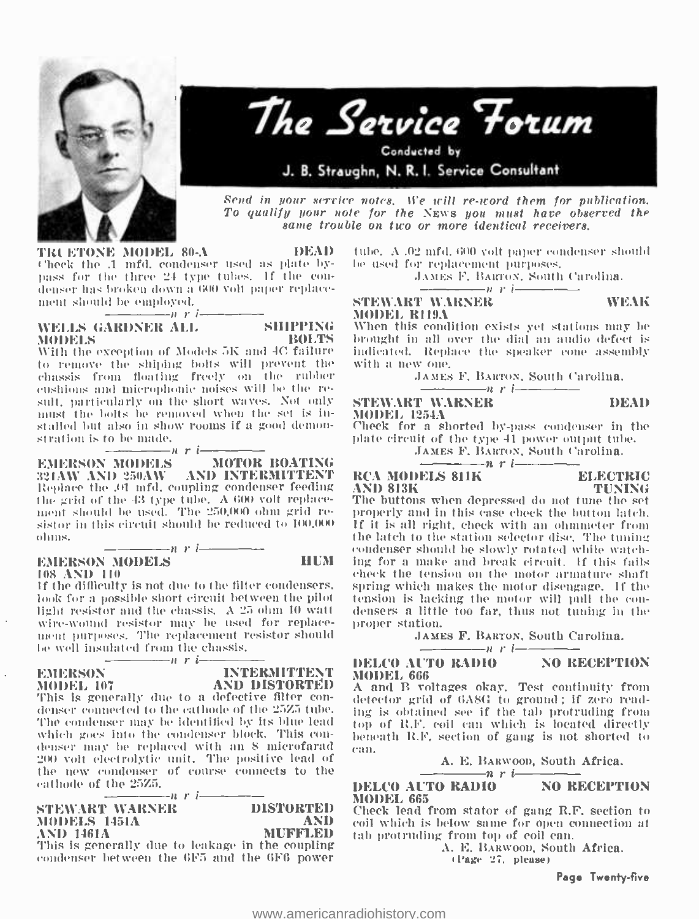# The Service Forum

Conducted by

J. B. Straughn, N. R. I. Service Consultant

*Send in your service notes. We will re-word them for publication. To qualify your note for the NEWS you must have observed the same trouble on two or more identical receivers.*

**TRUETONE MODEL 80-A — DEAD**

Check the .1 mfd. condenser used as plate by-pass for the three 24 type tubes. If the condenser has broken down a 600 volt paper replacement should be employed.

—n r i—

**WELLS GARDNER ALL MODELS — SHIPPING BOLTS**

With the exception of Models 5K and 4C failure to remove the shiping bolts will prevent the chassis from floating freely on the rubber cushions and microphonic noises will be the result, particularly on the short waves. Not only must the bolts be removed when the set is installed but also in show rooms if a good demonstration is to be made.

—n r i—

**EMERSON MODELS 321AW AND 250AW — MOTOR BOATING AND INTERMITTENT**

Replace the .01 mfd. coupling condenser feeding the grid of the 43 type tube. A 600 volt replacement should be used. The 250,000 ohm grid resistor in this circuit should be reduced to 100,000 ohms.

—n r i—

**EMERSON MODELS 108 AND 110 — HUM**

If the difficulty is not due to the filter condensers, look for a possible short circuit between the pilot light resistor and the chassis. A 25 ohm 10 watt wire-wound resistor may be used for replacement purposes. The replacement resistor should be well insulated from the chassis.

—n r i—

**EMERSON MODEL 107 — INTERMITTENT AND DISTORTED**

This is generally due to a defective filter condenser connected to the cathode of the 25Z5 tube. The condenser may be identified by its blue lead which goes into the condenser block. This condenser may be replaced with an 8 microfarad 200 volt electrolytic unit. The positive lead of the new condenser of course connects to the cathode of the 25Z5.

—n r i—

**STEWART WARNER MODELS 1451A AND 1461A — DISTORTED AND MUFFLED**

This is generally due to leakage in the coupling condenser between the 6F5 and the 6F6 power tube. A .02 mfd. 600 volt paper condenser should be used for replacement purposes.

JAMES F. BARTON, South Carolina.

—n r i—

**STEWART WARNER MODEL R119A — WEAK**

When this condition exists yet stations may be brought in all over the dial an audio defect is indicated. Replace the speaker cone assembly with a new one.

JAMES F. BARTON, South Carolina.

—n r i—

**STEWART WARNER MODEL 1254A — DEAD**

Check for a shorted by-pass condenser in the plate circuit of the type 41 power output tube.

JAMES F. BARTON, South Carolina.

—n r i—

**RCA MODELS 811K AND 813K — ELECTRIC TUNING**

The buttons when depressed do not tune the set properly and in this case check the button latch. If it is all right, check with an ohmmeter from the latch to the station selector disc. The tuning condenser should be slowly rotated while watching for a make and break circuit. If this fails check the tension on the motor armature shaft spring which makes the motor disengage. If the tension is lacking the motor will pull the condensers a little too far, thus not tuning in the proper station.

JAMES F. BARTON, South Carolina.

—n r i—

**DELCO AUTO RADIO MODEL 666 — NO RECEPTION**

A and B voltages okay. Test continuity from detector grid of 6A8G to ground; if zero reading is obtained see if the tab protruding from top of R.F. coil can which is located directly beneath R.F. section of gang is not shorted to can.

A. E. BARWOOD, South Africa.

—n r i—

**DELCO AUTO RADIO MODEL 665 — NO RECEPTION**

Check lead from stator of gang R.F. section to coil which is below same for open connection at tab protruding from top of coil can.

A. E. BARWOOD, South Africa.

(Page 27, please)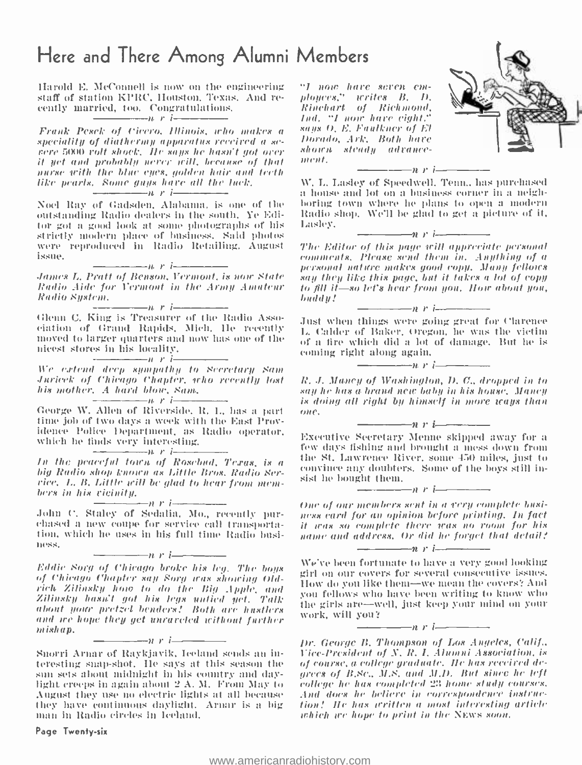# Here and There Among Alumni Members

Harold E. McConnell is now on the engineering staff of station KPRC, Houston, Texas. And recently married, too. Congratulations.

—n r i—

*Frank Pesek of Cicero, Illinois, who makes a speciality of diathermy apparatus received a severe 5000 volt shock. He says he hasn't got over it yet and probably never will, because of that nurse with the blue eyes, golden hair and teeth like pearls. Some guys have all the luck.*

—n r i—

Noel Ray of Gadsden, Alabama, is one of the outstanding Radio dealers in the south. Ye Editor got a good look at some photographs of his strictly modern place of business. Said photos were reproduced in Radio Retailing, August issue.

—n r i—

*James L. Pratt of Benson, Vermont, is now State Radio Aide for Vermont in the Army Amateur Radio System.*

—n r i—

Glenn C. King is Treasurer of the Radio Association of Grand Rapids, Mich. He recently moved to larger quarters and now has one of the nicest stores in his locality.

—n r i—

*We extend deep sympathy to Secretary Sam Juricek of Chicago Chapter, who recently lost his mother. A hard blow, Sam.*

—n r i—

George W. Allen of Riverside, R. I., has a part time job of two days a week with the East Providence Police Department, as Radio operator, which he finds very interesting.

—n r i—

*In the peaceful town of Rosebud, Texas, is a big Radio shop known as Little Bros. Radio Service. L. B. Little will be glad to hear from members in his vicinity.*

—n r i—

John C. Staley of Sedalia, Mo., recently purchased a new coupe for service call transportation, which he uses in his full time Radio business.

—n r i—

*Eddie Sorg of Chicago broke his leg. The boys of Chicago Chapter say Sorg was showing Oldrich Zilinsky how to do the Big Apple, and Zilinsky hasn't got his legs untied yet. Talk about your pretzel benders! Both are hustlers and we hope they get unraveled without further mishap.*

—n r i—

Snorri Arnar of Raykjavik, Iceland sends an interesting snap-shot. He says at this season the sun sets about midnight in his country and daylight creeps in again about 2 A. M. From May to August they use no electric lights at all because they have continuous daylight. Arnar is a big man in Radio circles in Iceland.

*"I now have seven employees," writes B. D. Rinehart of Richmond, Ind. "I now have eight," says O. E. Faulkner of El Dorado, Ark. Both have shown steady advancement.*

—n r i—

W. L. Lasley of Speedwell, Tenn., has purchased a house and lot on a business corner in a neighboring town where he plans to open a modern Radio shop. We'll be glad to get a picture of it, Lasley.

—n r i—

*The Editor of this page will appreciate personal comments. Please send them in. Anything of a personal nature makes good copy. Many fellows say they like this page, but it takes a lot of copy to fill it—so let's hear from you. How about you, buddy!*

—n r i—

Just when things were going great for Clarence L. Calder of Baker, Oregon, he was the victim of a fire which did a lot of damage. But he is coming right along again.

—n r i—

*R. J. Maney of Washington, D. C., dropped in to say he has a brand new baby in his house. Maney is doing all right by himself in more ways than one.*

—n r i—

Executive Secretary Menne skipped away for a few days fishing and brought a mess down from the St. Lawrence River, some 450 miles, just to convince any doubters. Some of the boys still insist he bought them.

—n r i—

*One of our members sent in a very complete business card for an opinion before printing. In fact it was so complete there was no room for his name and address. Or did he forget that detail?*

—n r i—

We've been fortunate to have a very good looking girl on our covers for several consecutive issues. How do you like them—we mean the covers? And you fellows who have been writing to know who the girls are—well, just keep your mind on your work, will you?

—n r i—

*Dr. George B. Thompson of Los Angeles, Calif., Vice-President of N. R. I. Alumni Association, is of course, a college graduate. He has received degrees of B.Sc., M.S. and M.D. But since he left college he has completed 23 home study courses. And does he believe in correspondence instruction! He has written a most interesting article which we hope to print in the* NEWS *soon.*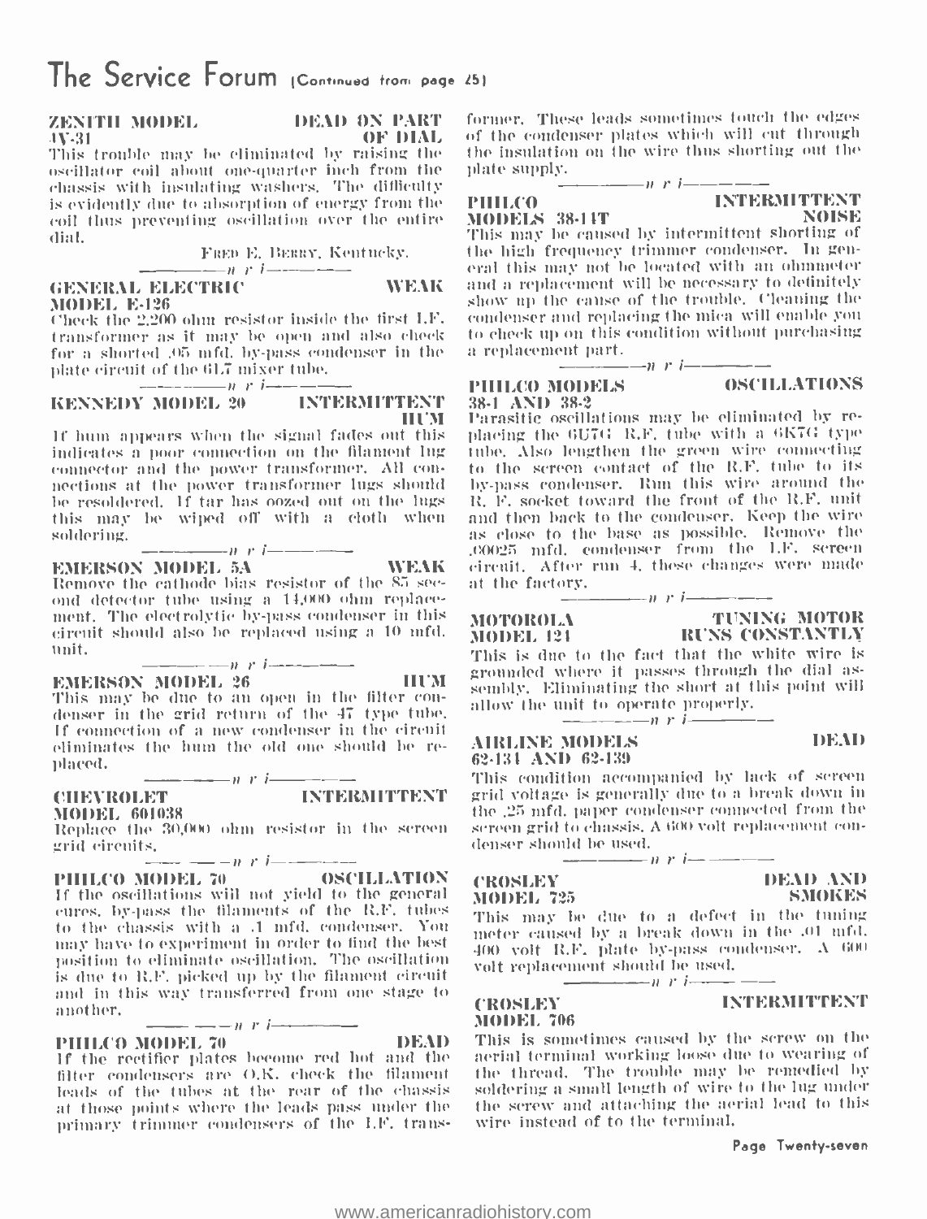# The Service Forum (Continued from page 25)

**ZENITH MODEL 4V-31 — DEAD ON PART OF DIAL**

This trouble may be eliminated by raising the oscillator coil about one-quarter inch from the chassis with insulating washers. The difficulty is evidently due to absorption of energy from the coil thus preventing oscillation over the entire dial.

FRED E. BERRY, Kentucky.

— n r i —

**GENERAL ELECTRIC MODEL E-126 — WEAK**

Check the 2,200 ohm resistor inside the first I.F. transformer as it may be open and also check for a shorted .05 mfd. by-pass condenser in the plate circuit of the 6L7 mixer tube.

— n r i —

**KENNEDY MODEL 20 — INTERMITTENT HUM**

If hum appears when the signal fades out this indicates a poor connection on the filament lug connector and the power transformer. All connections at the power transformer lugs should be resoldered. If tar has oozed out on the lugs this may be wiped off with a cloth when soldering.

— n r i —

**EMERSON MODEL 5A — WEAK**

Remove the cathode bias resistor of the 85 second detector tube using a 14,000 ohm replacement. The electrolytic by-pass condenser in this circuit should also be replaced using a 10 mfd. unit.

— n r i —

**EMERSON MODEL 26 — HUM**

This may be due to an open in the filter condenser in the grid return of the 47 type tube. If connection of a new condenser in the circuit eliminates the hum the old one should be replaced.

— n r i —

**CHEVROLET MODEL 601038 — INTERMITTENT**

Replace the 30,000 ohm resistor in the screen grid circuits.

— n r i —

**PHILCO MODEL 70 — OSCILLATION**

If the oscillations will not yield to the general cures, by-pass the filaments of the R.F. tubes to the chassis with a .1 mfd. condenser. You may have to experiment in order to find the best position to eliminate oscillation. The oscillation is due to R.F. picked up by the filament circuit and in this way transferred from one stage to another.

— n r i —

**PHILCO MODEL 70 — DEAD**

If the rectifier plates become red hot and the filter condensers are O.K. check the filament leads of the tubes at the rear of the chassis at those points where the leads pass under the primary trimmer condensers of the I.F. transformer. These leads sometimes touch the edges of the condenser plates which will cut through the insulation on the wire thus shorting out the plate supply.

— n r i —

**PHILCO MODELS 38-14T — INTERMITTENT NOISE**

This may be caused by intermittent shorting of the high frequency trimmer condenser. In general this may not be located with an ohmmeter and a replacement will be necessary to definitely show up the cause of the trouble. Cleaning the condenser and replacing the mica will enable you to check up on this condition without purchasing a replacement part.

— n r i —

**PHILCO MODELS 38-1 AND 38-2 — OSCILLATIONS**

Parasitic oscillations may be eliminated by replacing the 6U7G R.F. tube with a 6K7G type tube. Also lengthen the green wire connecting to the screen contact of the R.F. tube to its by-pass condenser. Run this wire around the R. F. socket toward the front of the R.F. unit and then back to the condenser. Keep the wire as close to the base as possible. Remove the .00025 mfd. condenser from the I.F. screen circuit. After run 4, these changes were made at the factory.

— n r i —

**MOTOROLA MODEL 121 — TUNING MOTOR RUNS CONSTANTLY**

This is due to the fact that the white wire is grounded where it passes through the dial assembly. Eliminating the short at this point will allow the unit to operate properly.

— n r i —

**AIRLINE MODELS 62-134 AND 62-139 — DEAD**

This condition accompanied by lack of screen grid voltage is generally due to a break down in the .25 mfd. paper condenser connected from the screen grid to chassis. A 600 volt replacement condenser should be used.

— n r i —

**CROSLEY MODEL 725 — DEAD AND SMOKES**

This may be due to a defect in the tuning meter caused by a break down in the .01 mfd. 400 volt R.F. plate by-pass condenser. A 600 volt replacement should be used.

— n r i —

**CROSLEY MODEL 706 — INTERMITTENT**

This is sometimes caused by the screw on the aerial terminal working loose due to wearing of the thread. The trouble may be remedied by soldering a small length of wire to the lug under the screw and attaching the aerial lead to this wire instead of to the terminal.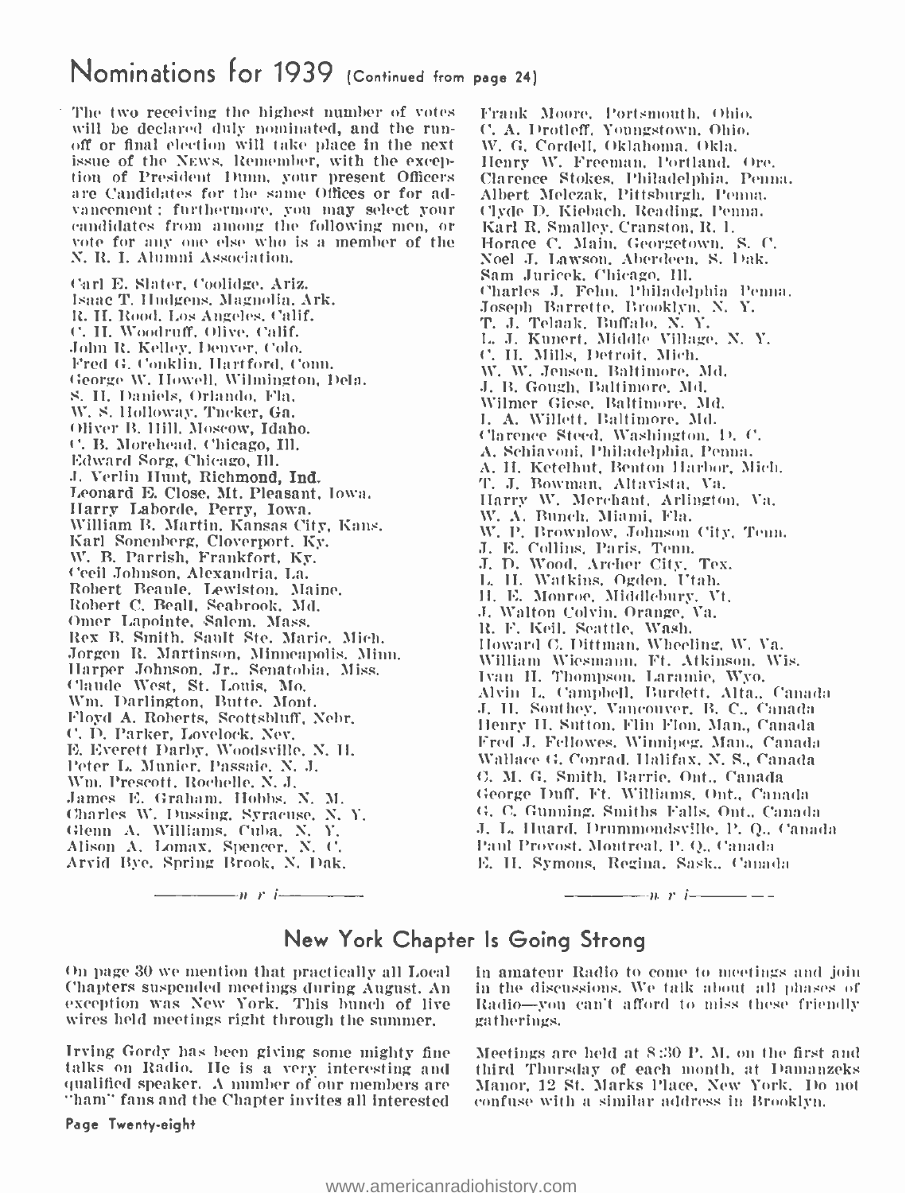## Nominations for 1939 (Continued from page 24)

The two receiving the highest number of votes will be declared duly nominated, and the run-off or final election will take place in the next issue of the NEWS. Remember, with the exception of President Dunn, your present Officers are Candidates for the same Offices or for advancement; furthermore, you may select your candidates from among the following men, or vote for any one else who is a member of the N. R. I. Alumni Association.

Carl E. Slater, Coolidge, Ariz.
Isaac T. Hudgens, Magnolia, Ark.
R. H. Rood, Los Angeles, Calif.
C. H. Woodruff, Olive, Calif.
John R. Kelley, Denver, Colo.
Fred G. Conklin, Hartford, Conn.
George W. Howell, Wilmington, Dela.
S. H. Daniels, Orlando, Fla.
W. S. Holloway, Tucker, Ga.
Oliver B. Hill, Moscow, Idaho.
C. B. Morehead, Chicago, Ill.
Edward Sorg, Chicago, Ill.
J. Verlin Hunt, Richmond, Ind.
Leonard E. Close, Mt. Pleasant, Iowa.
Harry Laborde, Perry, Iowa.
William B. Martin, Kansas City, Kans.
Karl Sonenberg, Cloverport, Ky.
W. B. Parrish, Frankfort, Ky.
Cecil Johnson, Alexandria, La.
Robert Beaule, Lewiston, Maine.
Robert C. Beall, Seabrook, Md.
Omer Lapointe, Salem, Mass.
Rex B. Smith, Sault Ste. Marie, Mich.
Jorgen R. Martinson, Minneapolis, Minn.
Harper Johnson, Jr., Senatobia, Miss.
Claude West, St. Louis, Mo.
Wm. Darlington, Butte, Mont.
Floyd A. Roberts, Scottsbluff, Nebr.
C. D. Parker, Lovelock, Nev.
E. Everett Darby, Woodsville, N. H.
Peter L. Munier, Passaic, N. J.
Wm. Prescott, Rochelle, N. J.
James E. Graham, Hobbs, N. M.
Charles W. Dussing, Syracuse, N. Y.
Glenn A. Williams, Cuba, N. Y.
Alison A. Lomax, Spencer, N. C.
Arvid Bye, Spring Brook, N. Dak.
Frank Moore, Portsmouth, Ohio.
C. A. Drotleff, Youngstown, Ohio.
W. G. Cordell, Oklahoma, Okla.
Henry W. Freeman, Portland, Ore.
Clarence Stokes, Philadelphia, Penna.
Albert Melczak, Pittsburgh, Penna.
Clyde D. Kiebach, Reading, Penna.
Karl R. Smalley, Cranston, R. I.
Horace C. Main, Georgetown, S. C.
Noel J. Lawson, Aberdeen, S. Dak.
Sam Juricek, Chicago, Ill.
Charles J. Fehn, Philadelphia Penna.
Joseph Barrette, Brooklyn, N. Y.
T. J. Telaak, Buffalo, N. Y.
L. J. Kunert, Middle Village, N. Y.
C. H. Mills, Detroit, Mich.
W. W. Jensen, Baltimore, Md.
J. B. Gough, Baltimore, Md.
Wilmer Giese, Baltimore, Md.
L. A. Willett, Baltimore, Md.
Clarence Steed, Washington, D. C.
A. Schiavoni, Philadelphia, Penna.
A. H. Ketelhut, Benton Harbor, Mich.
T. J. Bowman, Altavista, Va.
Harry W. Merchant, Arlington, Va.
W. A. Bunch, Miami, Fla.
W. P. Brownlow, Johnson City, Tenn.
J. E. Collins, Paris, Tenn.
J. D. Wood, Archer City, Tex.
L. H. Watkins, Ogden, Utah.
H. E. Monroe, Middlebury, Vt.
J. Walton Colvin, Orange, Va.
R. F. Keil, Seattle, Wash.
Howard C. Dittman, Wheeling, W. Va.
William Wiesmann, Ft. Atkinson, Wis.
Ivan H. Thompson, Laramie, Wyo.
Alvin L. Campbell, Burdett, Alta., Canada
J. H. Southey, Vancouver, B. C., Canada
Henry H. Sutton, Flin Flon, Man., Canada
Fred J. Fellowes, Winnipeg, Man., Canada
Wallace G. Conrad, Halifax, N. S., Canada
G. M. G. Smith, Barrie, Ont., Canada
George Duff, Ft. Williams, Ont., Canada
G. C. Gunning, Smiths Falls, Ont., Canada
J. L. Huard, Drummondsville, P. Q., Canada
Paul Provost, Montreal, P. Q., Canada
E. H. Symons, Regina, Sask., Canada

—n r i—

## New York Chapter Is Going Strong

On page 30 we mention that practically all Local Chapters suspended meetings during August. An exception was New York. This bunch of live wires held meetings right through the summer.

Irving Gordy has been giving some mighty fine talks on Radio. He is a very interesting and qualified speaker. A number of our members are "ham" fans and the Chapter invites all interested in amateur Radio to come to meetings and join in the discussions. We talk about all phases of Radio—you can't afford to miss these friendly gatherings.

Meetings are held at 8:30 P. M. on the first and third Thursday of each month, at Damanzeks Manor, 12 St. Marks Place, New York. Do not confuse with a similar address in Brooklyn.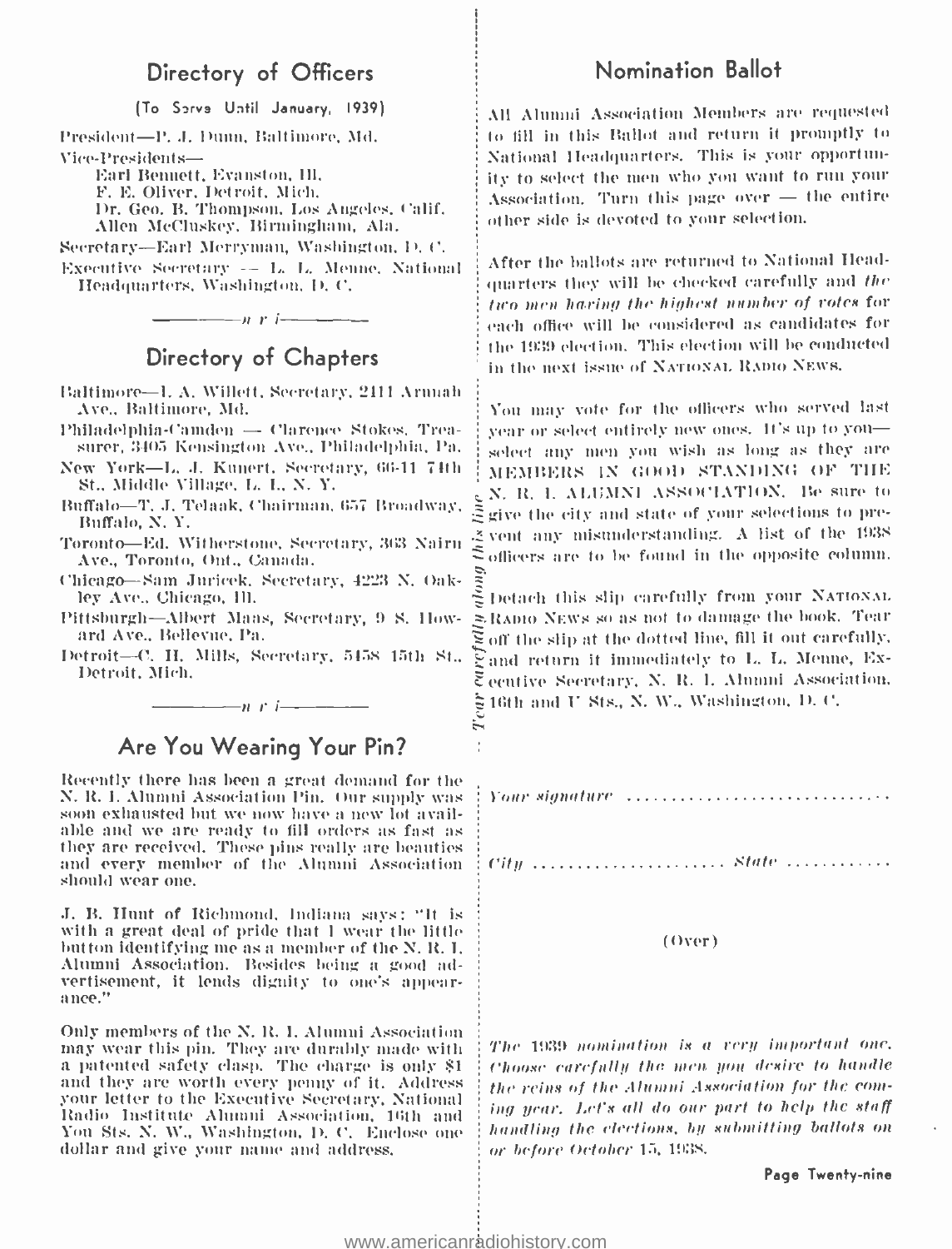## Directory of Officers

(To Serve Until January, 1939)

President—P. J. Dunn, Baltimore, Md.

Vice-Presidents—
- Earl Bennett, Evanston, Ill.
- F. E. Oliver, Detroit, Mich.
- Dr. Geo. B. Thompson, Los Angeles, Calif.
- Allen McCluskey, Birmingham, Ala.

Secretary—Earl Merryman, Washington, D. C.

Executive Secretary — L. L. Menne, National Headquarters, Washington, D. C.

—n r i—

## Directory of Chapters

Baltimore—I. A. Willett, Secretary, 2411 Arunah Ave., Baltimore, Md.

Philadelphia-Camden — Clarence Stokes, Treasurer, 3405 Kensington Ave., Philadelphia, Pa.

New York—L. J. Kunert, Secretary, 66-11 74th St., Middle Village, L. I., N. Y.

Buffalo—T. J. Telaak, Chairman, 657 Broadway, Buffalo, N. Y.

Toronto—Ed. Witherstone, Secretary, 363 Nairn Ave., Toronto, Ont., Canada.

Chicago—Sam Juricek, Secretary, 4223 N. Oakley Ave., Chicago, Ill.

Pittsburgh—Albert Maas, Secretary, 9 S. Howard Ave., Bellevue, Pa.

Detroit—C. H. Mills, Secretary, 5458 15th St., Detroit, Mich.

—n r i—

## Are You Wearing Your Pin?

Recently there has been a great demand for the N. R. I. Alumni Association Pin. Our supply was soon exhausted but we now have a new lot available and we are ready to fill orders as fast as they are received. These pins really are beauties and every member of the Alumni Association should wear one.

J. B. Hunt of Richmond, Indiana says: "It is with a great deal of pride that I wear the little button identifying me as a member of the N. R. I. Alumni Association. Besides being a good advertisement, it lends dignity to one's appearance."

Only members of the N. R. I. Alumni Association may wear this pin. They are durably made with a patented safety clasp. The charge is only $1 and they are worth every penny of it. Address your letter to the Executive Secretary, National Radio Institute Alumni Association, 16th and You Sts. N. W., Washington, D. C. Enclose one dollar and give your name and address.

## Nomination Ballot

All Alumni Association Members are requested to fill in this Ballot and return it promptly to National Headquarters. This is your opportunity to select the men who you want to run your Association. Turn this page over — the entire other side is devoted to your selection.

After the ballots are returned to National Headquarters they will be checked carefully and *the two men having the highest number of votes* for each office will be considered as candidates for the 1939 election. This election will be conducted in the next issue of NATIONAL RADIO NEWS.

You may vote for the officers who served last year or select entirely new ones. It's up to you—select any men you wish as long as they are MEMBERS IN GOOD STANDING OF THE N. R. I. ALUMNI ASSOCIATION. Be sure to give the city and state of your selections to prevent any misunderstanding. A list of the 1938 officers are to be found in the opposite column.

Detach this slip carefully from your NATIONAL RADIO NEWS so as not to damage the book. Tear off the slip at the dotted line, fill it out carefully, and return it immediately to L. L. Menne, Executive Secretary, N. R. I. Alumni Association, 16th and U Sts., N. W., Washington, D. C.

*Tear carefully along this line*

*Your signature* .............................

*City* ..................... *State* ............

(Over)

*The 1939 nomination is a very important one. Choose carefully the men you desire to handle the reins of the Alumni Association for the coming year. Let's all do our part to help the staff handling the elections, by submitting ballots on or before October 15, 1938.*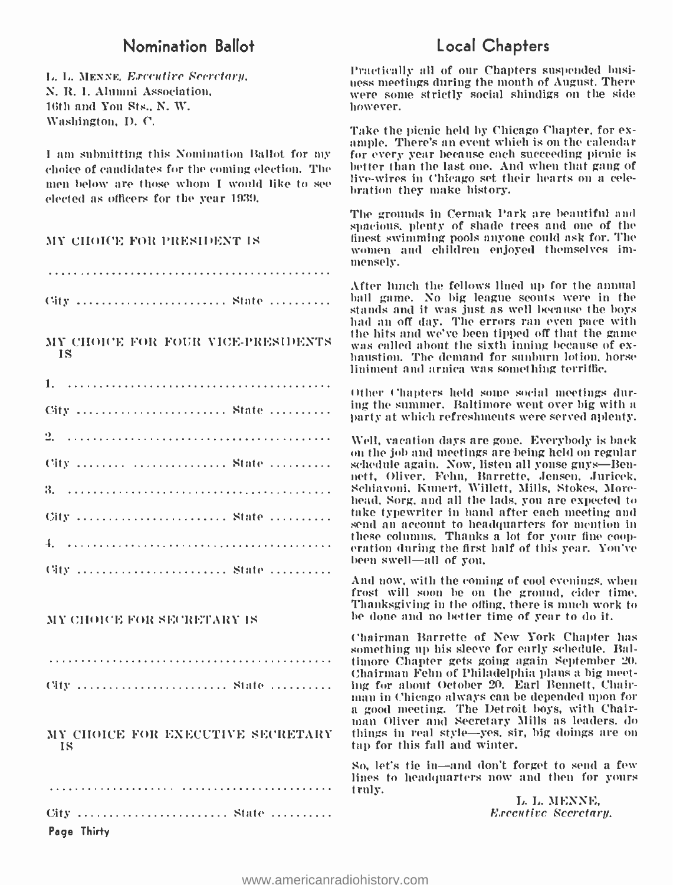## Nomination Ballot

L. L. Menne, *Executive Secretary*,
N. R. I. Alumni Association,
16th and You Sts., N. W.
Washington, D. C.

I am submitting this Nomination Ballot for my choice of candidates for the coming election. The men below are those whom I would like to see elected as officers for the year 1939.

MY CHOICE FOR PRESIDENT IS

.............................................

City ........................ State ..........

MY CHOICE FOR FOUR VICE-PRESIDENTS IS

1. ..........................................

City ........................ State ..........

2. ..........................................

City ........................ State ..........

3. ..........................................

City ........................ State ..........

4. ..........................................

City ........................ State ..........

MY CHOICE FOR SECRETARY IS

.............................................

City ........................ State ..........

MY CHOICE FOR EXECUTIVE SECRETARY IS

.............................................

City ........................ State ..........

## Local Chapters

Practically all of our Chapters suspended business meetings during the month of August. There were some strictly social shindigs on the side however.

Take the picnic held by Chicago Chapter, for example. There's an event which is on the calendar for every year because each succeeding picnic is better than the last one. And when that gang of live-wires in Chicago set their hearts on a celebration they make history.

The grounds in Cermak Park are beautiful and spacious, plenty of shade trees and one of the finest swimming pools anyone could ask for. The women and children enjoyed themselves immensely.

After lunch the fellows lined up for the annual ball game. No big league scouts were in the stands and it was just as well because the boys had an off day. The errors ran even pace with the hits and we've been tipped off that the game was called about the sixth inning because of exhaustion. The demand for sunburn lotion, horse liniment and arnica was something terriffic.

Other Chapters held some social meetings during the summer. Baltimore went over big with a party at which refreshments were served aplenty.

Well, vacation days are gone. Everybody is back on the job and meetings are being held on regular schedule again. Now, listen all youse guys—Bennett, Oliver, Fehn, Barrette, Jensen, Juricek, Schiavoni, Kunert, Willett, Mills, Stokes, Morehead, Sorg, and all the lads, you are expected to take typewriter in hand after each meeting and send an account to headquarters for mention in these columns. Thanks a lot for your fine cooperation during the first half of this year. You've been swell—all of you.

And now, with the coming of cool evenings, when frost will soon be on the ground, cider time, Thanksgiving in the offing, there is much work to be done and no better time of year to do it.

Chairman Barrette of New York Chapter has something up his sleeve for early schedule. Baltimore Chapter gets going again September 20. Chairman Fehn of Philadelphia plans a big meeting for about October 20. Earl Bennett, Chairman in Chicago always can be depended upon for a good meeting. The Detroit boys, with Chairman Oliver and Secretary Mills as leaders, do things in real style—yes, sir, big doings are on tap for this fall and winter.

So, let's tie in—and don't forget to send a few lines to headquarters now and then for yours truly.

L. L. MENNE,
*Executive Secretary.*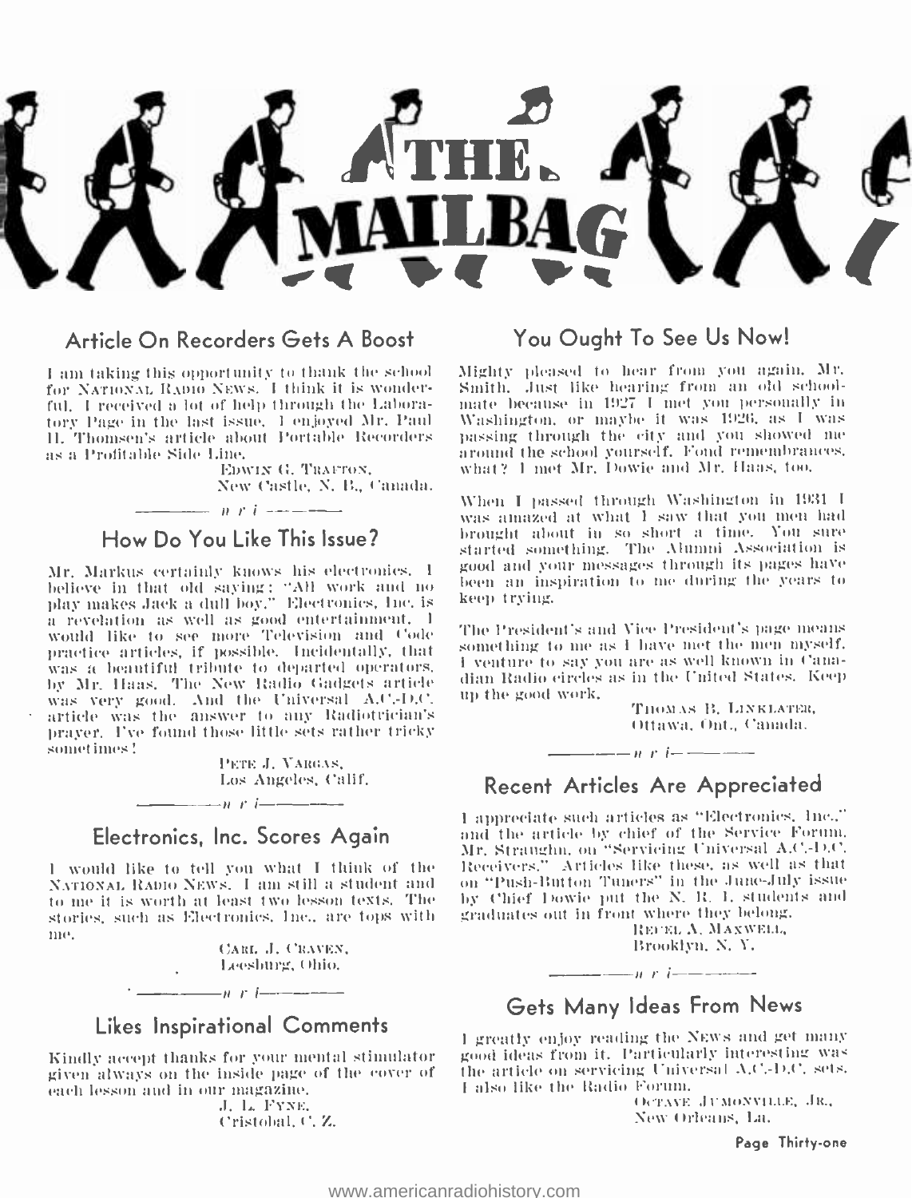# THE MAILBAG

## Article On Recorders Gets A Boost

I am taking this opportunity to thank the school for NATIONAL RADIO NEWS. I think it is wonderful. I received a lot of help through the Laboratory Page in the last issue. I enjoyed Mr. Paul H. Thomsen's article about Portable Recorders as a Profitable Side Line.

EDWIN G. TRAFTON,
New Castle, N. B., Canada.

— n r i —

## How Do You Like This Issue?

Mr. Markus certainly knows his electronics. I believe in that old saying: "All work and no play makes Jack a dull boy." Electronics, Inc. is a revelation as well as good entertainment. I would like to see more Television and Code practice articles, if possible. Incidentally, that was a beautiful tribute to departed operators, by Mr. Haas. The New Radio Gadgets article was very good. And the Universal A.C.-D.C. article was the answer to any Radiotrician's prayer. I've found those little sets rather tricky sometimes!

PETE J. VARGAS,
Los Angeles, Calif.

— n r i —

## Electronics, Inc. Scores Again

I would like to tell you what I think of the NATIONAL RADIO NEWS. I am still a student and to me it is worth at least two lesson texts. The stories, such as Electronics, Inc., are tops with me.

CARL J. CRAVEN,
Leesburg, Ohio.

— n r i —

## Likes Inspirational Comments

Kindly accept thanks for your mental stimulator given always on the inside page of the cover of each lesson and in our magazine.

J. L. FYNE,
Cristobal, C. Z.

## You Ought To See Us Now!

Mighty pleased to hear from you again, Mr. Smith. Just like hearing from an old schoolmate because in 1927 I met you personally in Washington, or maybe it was 1926, as I was passing through the city and you showed me around the school yourself. Fond remembrances, what? I met Mr. Dowie and Mr. Haas, too.

When I passed through Washington in 1931 I was amazed at what I saw that you men had brought about in so short a time. You sure started something. The Alumni Association is good and your messages through its pages have been an inspiration to me during the years to keep trying.

The President's and Vice President's page means something to me as I have met the men myself. I venture to say you are as well known in Canadian Radio circles as in the United States. Keep up the good work.

THOMAS B. LINKLATER,
Ottawa, Ont., Canada.

— n r i —

## Recent Articles Are Appreciated

I appreciate such articles as "Electronics, Inc.," and the article by chief of the Service Forum, Mr. Straughn, on "Servicing Universal A.C.-D.C. Receivers." Articles like these, as well as that on "Push-Button Tuners" in the June-July issue by Chief Dowie put the N. R. I. students and graduates out in front where they belong.

REUEL A. MAXWELL,
Brooklyn, N. Y.

— n r i —

## Gets Many Ideas From News

I greatly enjoy reading the NEWS and get many good ideas from it. Particularly interesting was the article on servicing Universal A.C.-D.C. sets. I also like the Radio Forum.

OCTAVE JUMONVILLE, JR.,
New Orleans, La.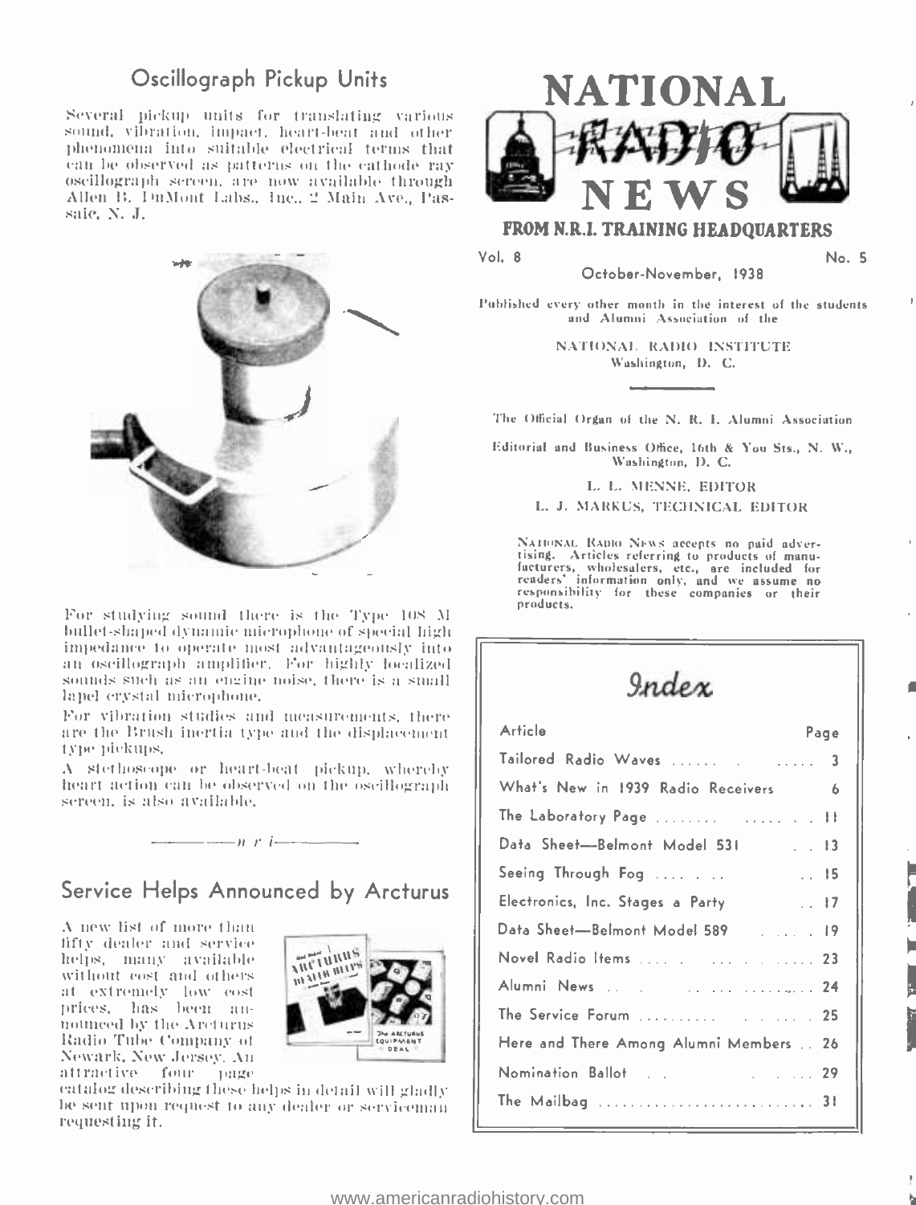## Oscillograph Pickup Units

Several pickup units for translating various sound, vibration, impact, heart-beat and other phenomena into suitable electrical terms that can be observed as patterns on the cathode ray oscillograph screen, are now available through Allen B. DuMont Labs., Inc., 2 Main Ave., Passaic, N. J.

For studying sound there is the Type 108 M bullet-shaped dynamic microphone of special high impedance to operate most advantageously into an oscillograph amplifier. For highly localized sounds such as an engine noise, there is a small lapel crystal microphone.

For vibration studies and measurements, there are the Brush inertia type and the displacement type pickups.

A stethoscope or heart-beat pickup, whereby heart action can be observed on the oscillograph screen, is also available.

—— n r i ——

## Service Helps Announced by Arcturus

A new list of more than fifty dealer and service helps, many available without cost and others at extremely low cost prices, has been announced by the Arcturus Radio Tube Company of Newark, New Jersey. An attractive four page catalog describing these helps in detail will gladly be sent upon request to any dealer or serviceman requesting it.

# NATIONAL RADIO NEWS

### FROM N.R.I. TRAINING HEADQUARTERS

Vol. 8 — No. 5

October-November, 1938

Published every other month in the interest of the students and Alumni Association of the

NATIONAL RADIO INSTITUTE
Washington, D. C.

The Official Organ of the N. R. I. Alumni Association

Editorial and Business Office, 16th & You Sts., N. W., Washington, D. C.

L. L. MENNE, EDITOR
L. J. MARKUS, TECHNICAL EDITOR

NATIONAL RADIO NEWS accepts no paid advertising. Articles referring to products of manufacturers, wholesalers, etc., are included for readers' information only, and we assume no responsibility for these companies or their products.

## Index

| Article | Page |
|---|---|
| Tailored Radio Waves | 3 |
| What's New in 1939 Radio Receivers | 6 |
| The Laboratory Page | 11 |
| Data Sheet—Belmont Model 531 | 13 |
| Seeing Through Fog | 15 |
| Electronics, Inc. Stages a Party | 17 |
| Data Sheet—Belmont Model 589 | 19 |
| Novel Radio Items | 23 |
| Alumni News | 24 |
| The Service Forum | 25 |
| Here and There Among Alumni Members | 26 |
| Nomination Ballot | 29 |
| The Mailbag | 31 |